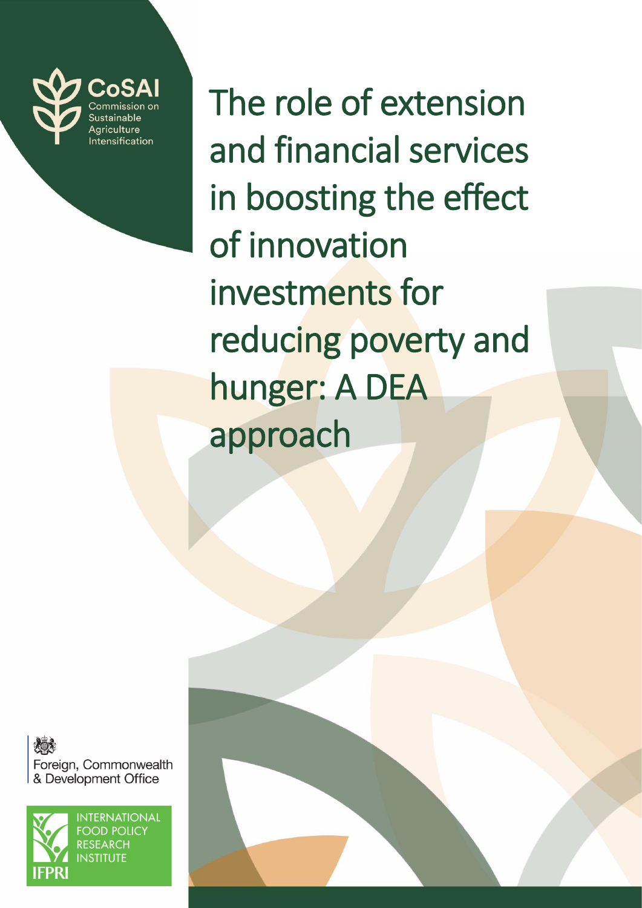CoSAI
Commission on Sustainable Agriculture Intensification

# The role of extension and financial services in boosting the effect of innovation investments for reducing poverty and hunger: A DEA approach

Foreign, Commonwealth & Development Office

INTERNATIONAL FOOD POLICY RESEARCH INSTITUTE

IFPRI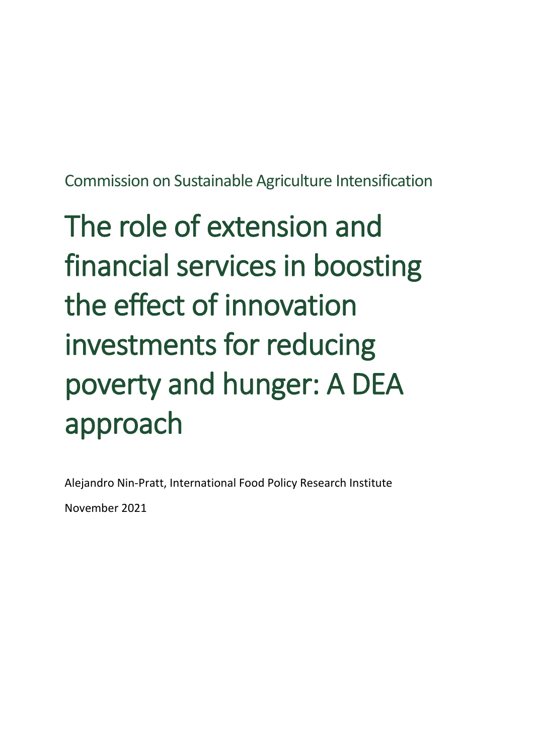Commission on Sustainable Agriculture Intensification

# The role of extension and financial services in boosting the effect of innovation investments for reducing poverty and hunger: A DEA approach

Alejandro Nin-Pratt, International Food Policy Research Institute

November 2021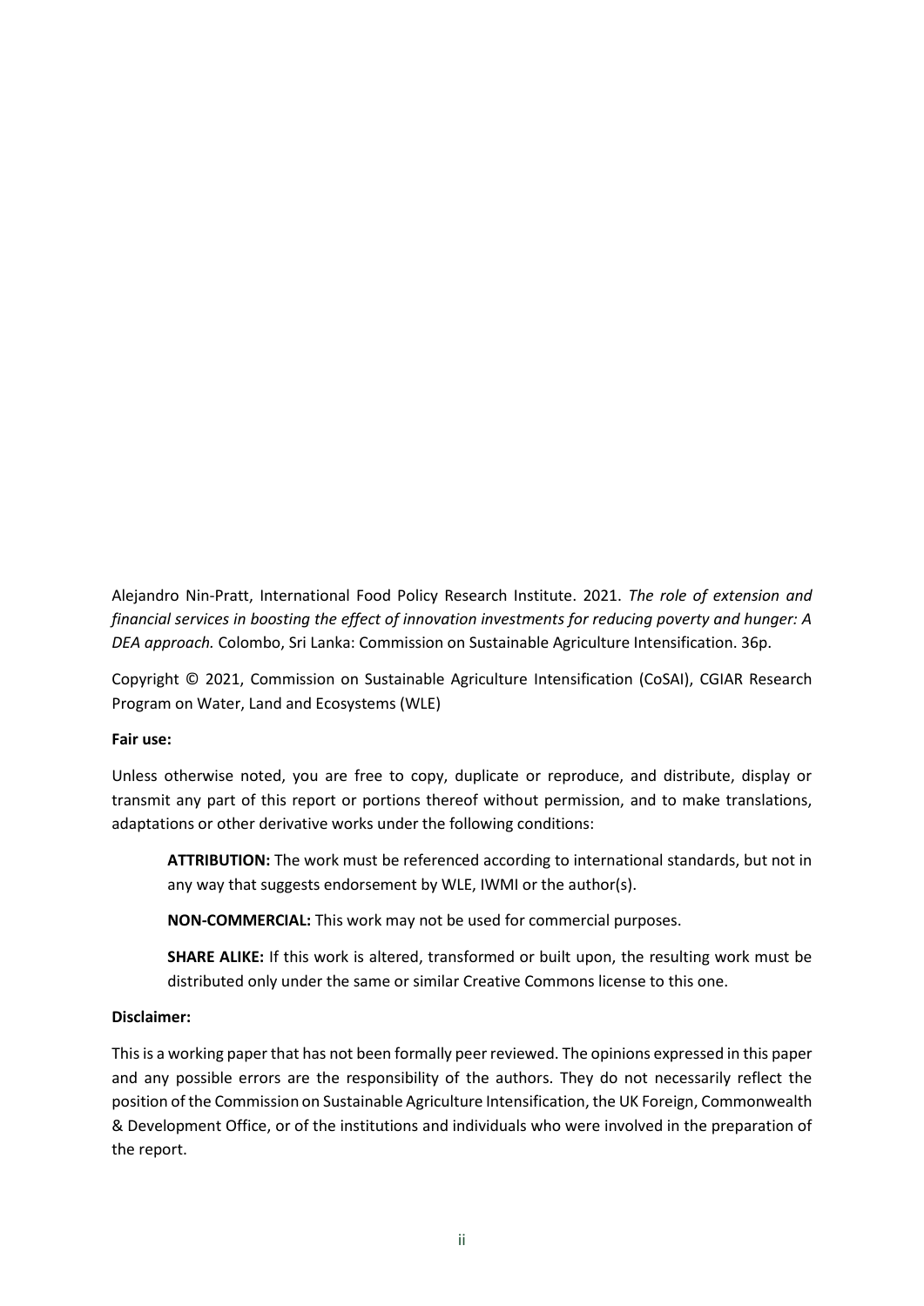Alejandro Nin-Pratt, International Food Policy Research Institute. 2021. *The role of extension and financial services in boosting the effect of innovation investments for reducing poverty and hunger: A DEA approach.* Colombo, Sri Lanka: Commission on Sustainable Agriculture Intensification. 36p.

Copyright © 2021, Commission on Sustainable Agriculture Intensification (CoSAI), CGIAR Research Program on Water, Land and Ecosystems (WLE)

**Fair use:**

Unless otherwise noted, you are free to copy, duplicate or reproduce, and distribute, display or transmit any part of this report or portions thereof without permission, and to make translations, adaptations or other derivative works under the following conditions:

> **ATTRIBUTION:** The work must be referenced according to international standards, but not in any way that suggests endorsement by WLE, IWMI or the author(s).
>
> **NON-COMMERCIAL:** This work may not be used for commercial purposes.
>
> **SHARE ALIKE:** If this work is altered, transformed or built upon, the resulting work must be distributed only under the same or similar Creative Commons license to this one.

**Disclaimer:**

This is a working paper that has not been formally peer reviewed. The opinions expressed in this paper and any possible errors are the responsibility of the authors. They do not necessarily reflect the position of the Commission on Sustainable Agriculture Intensification, the UK Foreign, Commonwealth & Development Office, or of the institutions and individuals who were involved in the preparation of the report.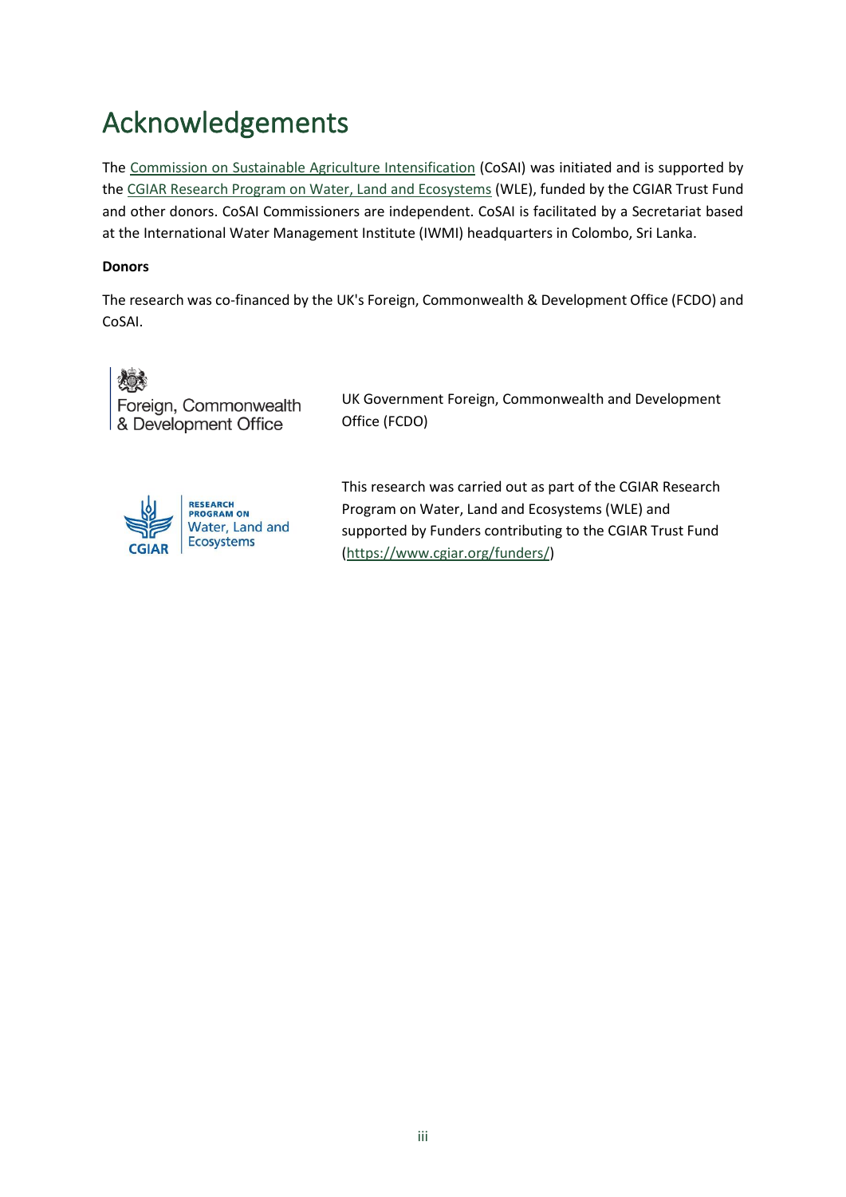# Acknowledgements

The Commission on Sustainable Agriculture Intensification (CoSAI) was initiated and is supported by the CGIAR Research Program on Water, Land and Ecosystems (WLE), funded by the CGIAR Trust Fund and other donors. CoSAI Commissioners are independent. CoSAI is facilitated by a Secretariat based at the International Water Management Institute (IWMI) headquarters in Colombo, Sri Lanka.

**Donors**

The research was co-financed by the UK's Foreign, Commonwealth & Development Office (FCDO) and CoSAI.

Foreign, Commonwealth & Development Office

UK Government Foreign, Commonwealth and Development Office (FCDO)

CGIAR Research Program on Water, Land and Ecosystems

This research was carried out as part of the CGIAR Research Program on Water, Land and Ecosystems (WLE) and supported by Funders contributing to the CGIAR Trust Fund (https://www.cgiar.org/funders/)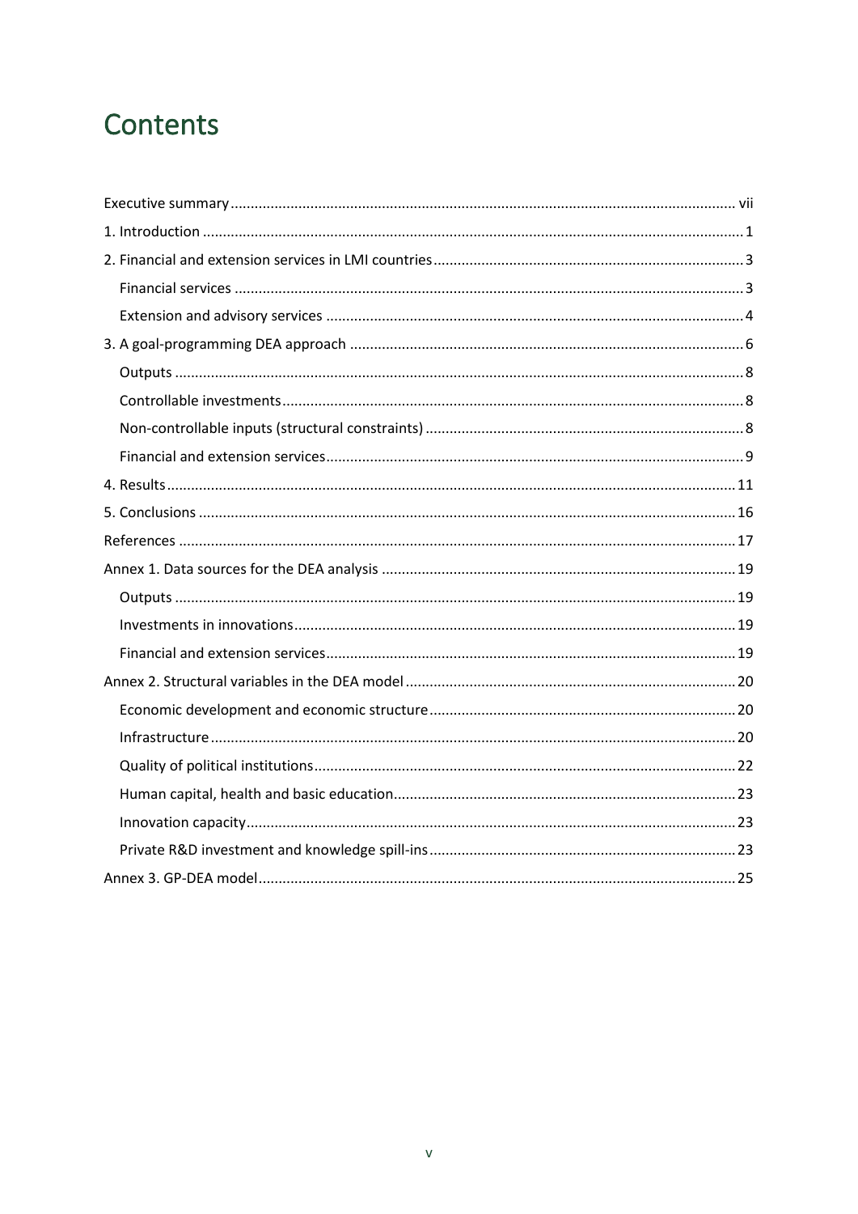# Contents

Executive summary ........................................................ vii

1. Introduction ........................................................ 1

2. Financial and extension services in LMI countries ........................................................ 3

    Financial services ........................................................ 3

    Extension and advisory services ........................................................ 4

3. A goal-programming DEA approach ........................................................ 6

    Outputs ........................................................ 8

    Controllable investments ........................................................ 8

    Non-controllable inputs (structural constraints) ........................................................ 8

    Financial and extension services ........................................................ 9

4. Results ........................................................ 11

5. Conclusions ........................................................ 16

References ........................................................ 17

Annex 1. Data sources for the DEA analysis ........................................................ 19

    Outputs ........................................................ 19

    Investments in innovations ........................................................ 19

    Financial and extension services ........................................................ 19

Annex 2. Structural variables in the DEA model ........................................................ 20

    Economic development and economic structure ........................................................ 20

    Infrastructure ........................................................ 20

    Quality of political institutions ........................................................ 22

    Human capital, health and basic education ........................................................ 23

    Innovation capacity ........................................................ 23

    Private R&D investment and knowledge spill-ins ........................................................ 23

Annex 3. GP-DEA model ........................................................ 25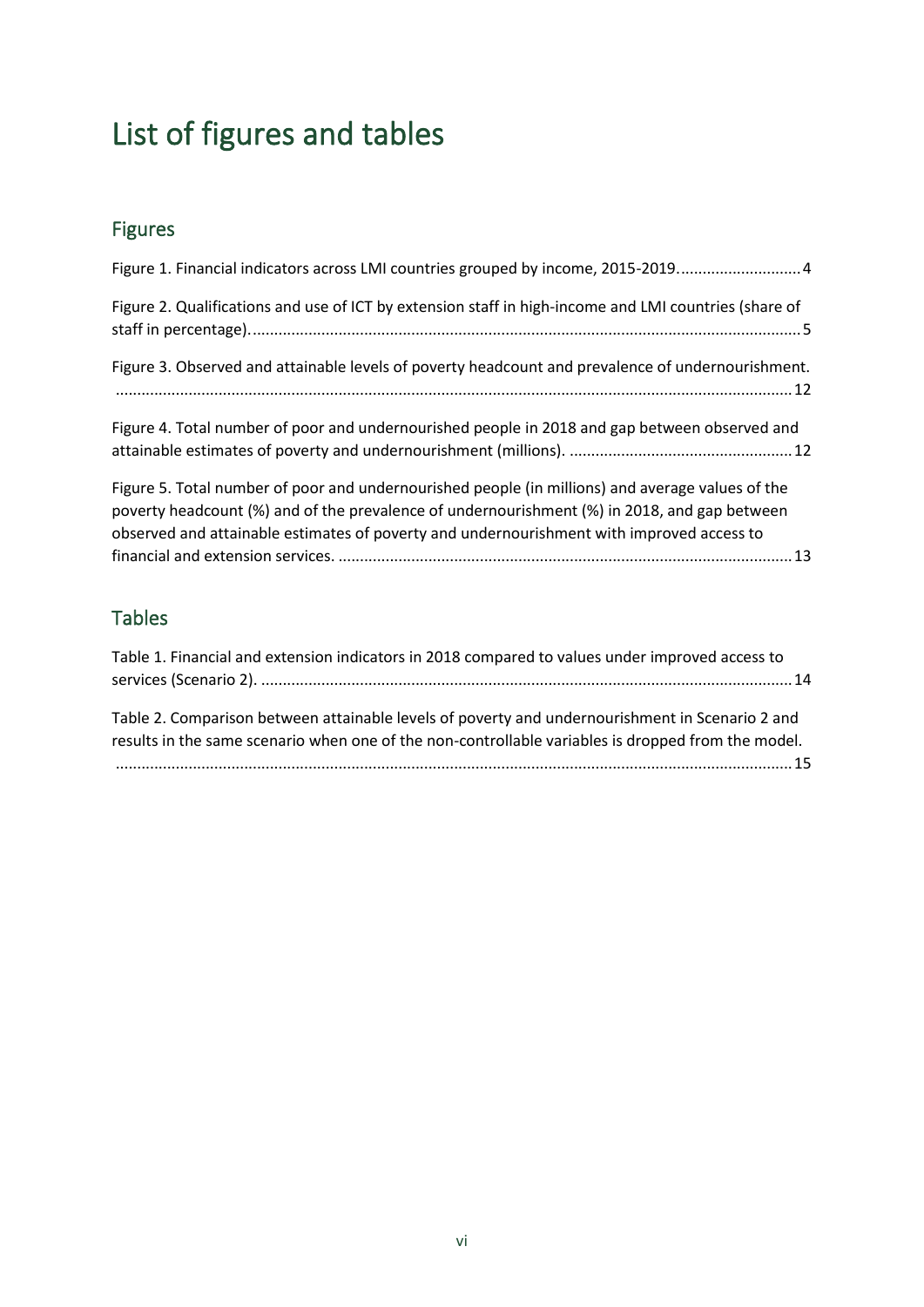# List of figures and tables

## Figures

Figure 1. Financial indicators across LMI countries grouped by income, 2015-2019. .......... 4

Figure 2. Qualifications and use of ICT by extension staff in high-income and LMI countries (share of staff in percentage). .......... 5

Figure 3. Observed and attainable levels of poverty headcount and prevalence of undernourishment. .......... 12

Figure 4. Total number of poor and undernourished people in 2018 and gap between observed and attainable estimates of poverty and undernourishment (millions). .......... 12

Figure 5. Total number of poor and undernourished people (in millions) and average values of the poverty headcount (%) and of the prevalence of undernourishment (%) in 2018, and gap between observed and attainable estimates of poverty and undernourishment with improved access to financial and extension services. .......... 13

## Tables

Table 1. Financial and extension indicators in 2018 compared to values under improved access to services (Scenario 2). .......... 14

Table 2. Comparison between attainable levels of poverty and undernourishment in Scenario 2 and results in the same scenario when one of the non-controllable variables is dropped from the model. .......... 15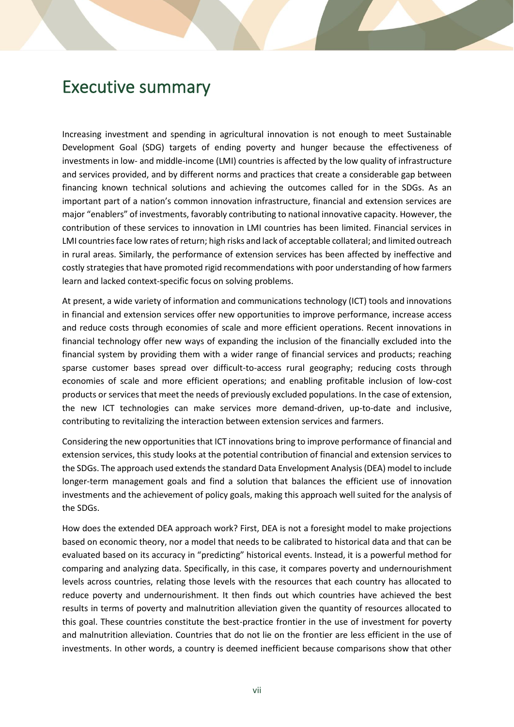# Executive summary

Increasing investment and spending in agricultural innovation is not enough to meet Sustainable Development Goal (SDG) targets of ending poverty and hunger because the effectiveness of investments in low- and middle-income (LMI) countries is affected by the low quality of infrastructure and services provided, and by different norms and practices that create a considerable gap between financing known technical solutions and achieving the outcomes called for in the SDGs. As an important part of a nation's common innovation infrastructure, financial and extension services are major "enablers" of investments, favorably contributing to national innovative capacity. However, the contribution of these services to innovation in LMI countries has been limited. Financial services in LMI countries face low rates of return; high risks and lack of acceptable collateral; and limited outreach in rural areas. Similarly, the performance of extension services has been affected by ineffective and costly strategies that have promoted rigid recommendations with poor understanding of how farmers learn and lacked context-specific focus on solving problems.

At present, a wide variety of information and communications technology (ICT) tools and innovations in financial and extension services offer new opportunities to improve performance, increase access and reduce costs through economies of scale and more efficient operations. Recent innovations in financial technology offer new ways of expanding the inclusion of the financially excluded into the financial system by providing them with a wider range of financial services and products; reaching sparse customer bases spread over difficult-to-access rural geography; reducing costs through economies of scale and more efficient operations; and enabling profitable inclusion of low-cost products or services that meet the needs of previously excluded populations. In the case of extension, the new ICT technologies can make services more demand-driven, up-to-date and inclusive, contributing to revitalizing the interaction between extension services and farmers.

Considering the new opportunities that ICT innovations bring to improve performance of financial and extension services, this study looks at the potential contribution of financial and extension services to the SDGs. The approach used extends the standard Data Envelopment Analysis (DEA) model to include longer-term management goals and find a solution that balances the efficient use of innovation investments and the achievement of policy goals, making this approach well suited for the analysis of the SDGs.

How does the extended DEA approach work? First, DEA is not a foresight model to make projections based on economic theory, nor a model that needs to be calibrated to historical data and that can be evaluated based on its accuracy in "predicting" historical events. Instead, it is a powerful method for comparing and analyzing data. Specifically, in this case, it compares poverty and undernourishment levels across countries, relating those levels with the resources that each country has allocated to reduce poverty and undernourishment. It then finds out which countries have achieved the best results in terms of poverty and malnutrition alleviation given the quantity of resources allocated to this goal. These countries constitute the best-practice frontier in the use of investment for poverty and malnutrition alleviation. Countries that do not lie on the frontier are less efficient in the use of investments. In other words, a country is deemed inefficient because comparisons show that other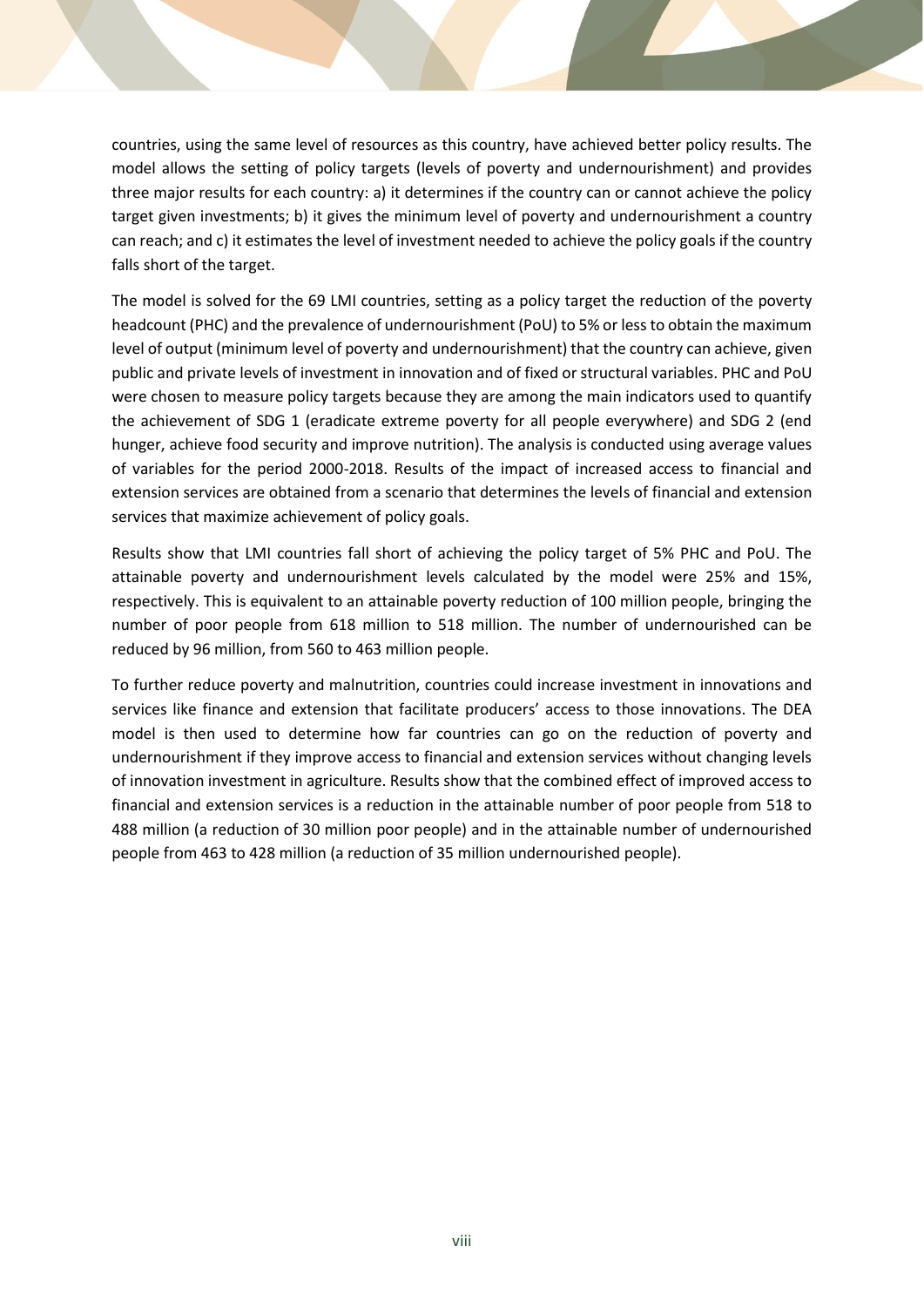countries, using the same level of resources as this country, have achieved better policy results. The model allows the setting of policy targets (levels of poverty and undernourishment) and provides three major results for each country: a) it determines if the country can or cannot achieve the policy target given investments; b) it gives the minimum level of poverty and undernourishment a country can reach; and c) it estimates the level of investment needed to achieve the policy goals if the country falls short of the target.

The model is solved for the 69 LMI countries, setting as a policy target the reduction of the poverty headcount (PHC) and the prevalence of undernourishment (PoU) to 5% or less to obtain the maximum level of output (minimum level of poverty and undernourishment) that the country can achieve, given public and private levels of investment in innovation and of fixed or structural variables. PHC and PoU were chosen to measure policy targets because they are among the main indicators used to quantify the achievement of SDG 1 (eradicate extreme poverty for all people everywhere) and SDG 2 (end hunger, achieve food security and improve nutrition). The analysis is conducted using average values of variables for the period 2000-2018. Results of the impact of increased access to financial and extension services are obtained from a scenario that determines the levels of financial and extension services that maximize achievement of policy goals.

Results show that LMI countries fall short of achieving the policy target of 5% PHC and PoU. The attainable poverty and undernourishment levels calculated by the model were 25% and 15%, respectively. This is equivalent to an attainable poverty reduction of 100 million people, bringing the number of poor people from 618 million to 518 million. The number of undernourished can be reduced by 96 million, from 560 to 463 million people.

To further reduce poverty and malnutrition, countries could increase investment in innovations and services like finance and extension that facilitate producers' access to those innovations. The DEA model is then used to determine how far countries can go on the reduction of poverty and undernourishment if they improve access to financial and extension services without changing levels of innovation investment in agriculture. Results show that the combined effect of improved access to financial and extension services is a reduction in the attainable number of poor people from 518 to 488 million (a reduction of 30 million poor people) and in the attainable number of undernourished people from 463 to 428 million (a reduction of 35 million undernourished people).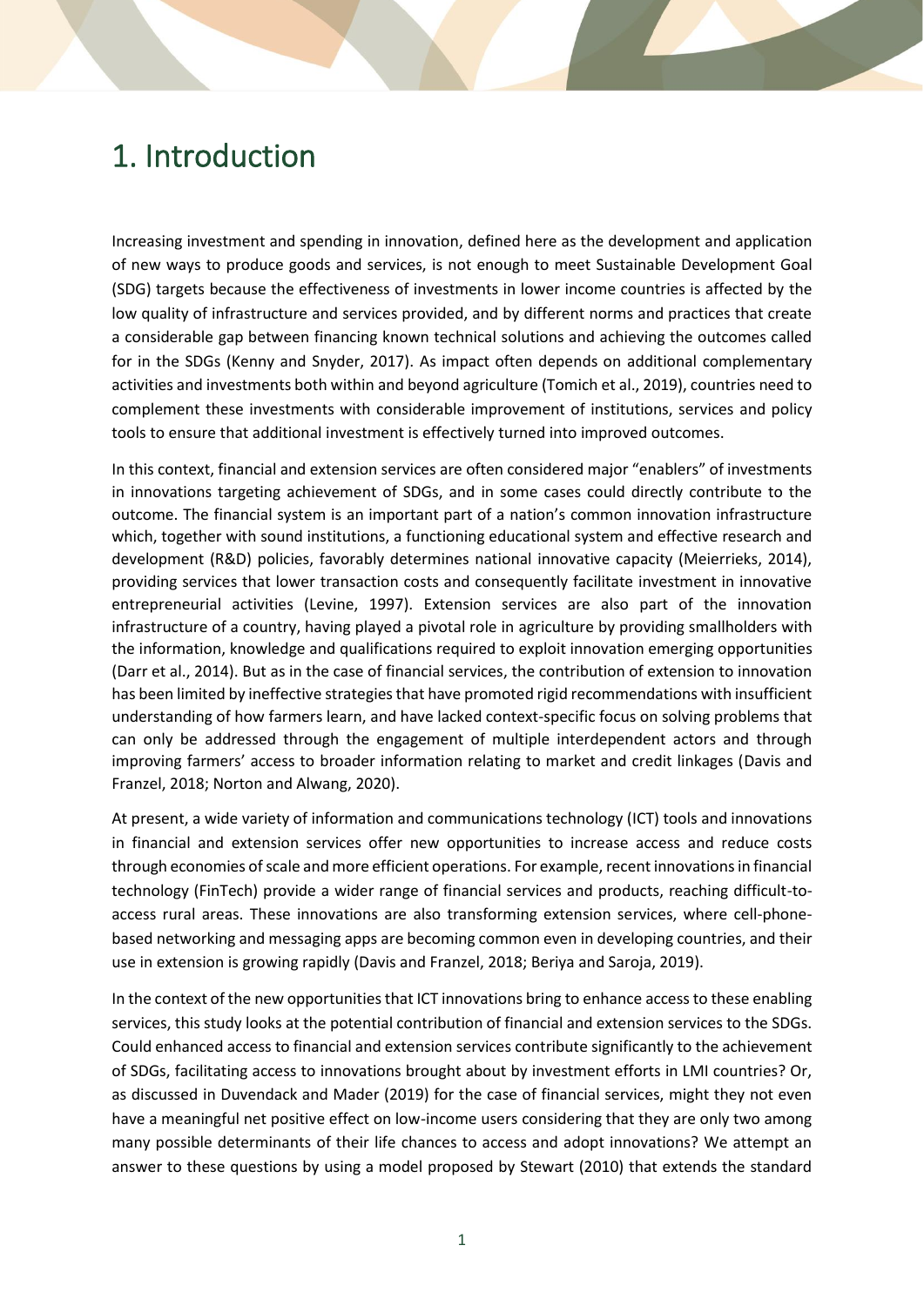# 1. Introduction

Increasing investment and spending in innovation, defined here as the development and application of new ways to produce goods and services, is not enough to meet Sustainable Development Goal (SDG) targets because the effectiveness of investments in lower income countries is affected by the low quality of infrastructure and services provided, and by different norms and practices that create a considerable gap between financing known technical solutions and achieving the outcomes called for in the SDGs (Kenny and Snyder, 2017). As impact often depends on additional complementary activities and investments both within and beyond agriculture (Tomich et al., 2019), countries need to complement these investments with considerable improvement of institutions, services and policy tools to ensure that additional investment is effectively turned into improved outcomes.

In this context, financial and extension services are often considered major "enablers" of investments in innovations targeting achievement of SDGs, and in some cases could directly contribute to the outcome. The financial system is an important part of a nation's common innovation infrastructure which, together with sound institutions, a functioning educational system and effective research and development (R&D) policies, favorably determines national innovative capacity (Meierrieks, 2014), providing services that lower transaction costs and consequently facilitate investment in innovative entrepreneurial activities (Levine, 1997). Extension services are also part of the innovation infrastructure of a country, having played a pivotal role in agriculture by providing smallholders with the information, knowledge and qualifications required to exploit innovation emerging opportunities (Darr et al., 2014). But as in the case of financial services, the contribution of extension to innovation has been limited by ineffective strategies that have promoted rigid recommendations with insufficient understanding of how farmers learn, and have lacked context-specific focus on solving problems that can only be addressed through the engagement of multiple interdependent actors and through improving farmers' access to broader information relating to market and credit linkages (Davis and Franzel, 2018; Norton and Alwang, 2020).

At present, a wide variety of information and communications technology (ICT) tools and innovations in financial and extension services offer new opportunities to increase access and reduce costs through economies of scale and more efficient operations. For example, recent innovations in financial technology (FinTech) provide a wider range of financial services and products, reaching difficult-to-access rural areas. These innovations are also transforming extension services, where cell-phone-based networking and messaging apps are becoming common even in developing countries, and their use in extension is growing rapidly (Davis and Franzel, 2018; Beriya and Saroja, 2019).

In the context of the new opportunities that ICT innovations bring to enhance access to these enabling services, this study looks at the potential contribution of financial and extension services to the SDGs. Could enhanced access to financial and extension services contribute significantly to the achievement of SDGs, facilitating access to innovations brought about by investment efforts in LMI countries? Or, as discussed in Duvendack and Mader (2019) for the case of financial services, might they not even have a meaningful net positive effect on low-income users considering that they are only two among many possible determinants of their life chances to access and adopt innovations? We attempt an answer to these questions by using a model proposed by Stewart (2010) that extends the standard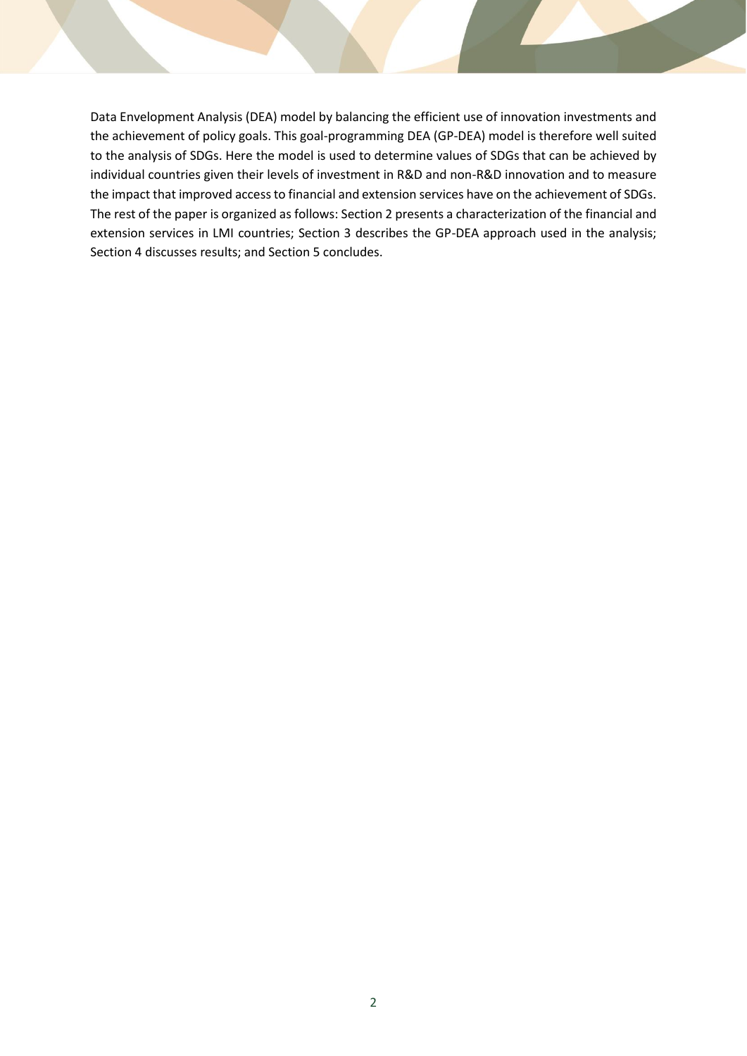Data Envelopment Analysis (DEA) model by balancing the efficient use of innovation investments and the achievement of policy goals. This goal-programming DEA (GP-DEA) model is therefore well suited to the analysis of SDGs. Here the model is used to determine values of SDGs that can be achieved by individual countries given their levels of investment in R&D and non-R&D innovation and to measure the impact that improved access to financial and extension services have on the achievement of SDGs. The rest of the paper is organized as follows: Section 2 presents a characterization of the financial and extension services in LMI countries; Section 3 describes the GP-DEA approach used in the analysis; Section 4 discusses results; and Section 5 concludes.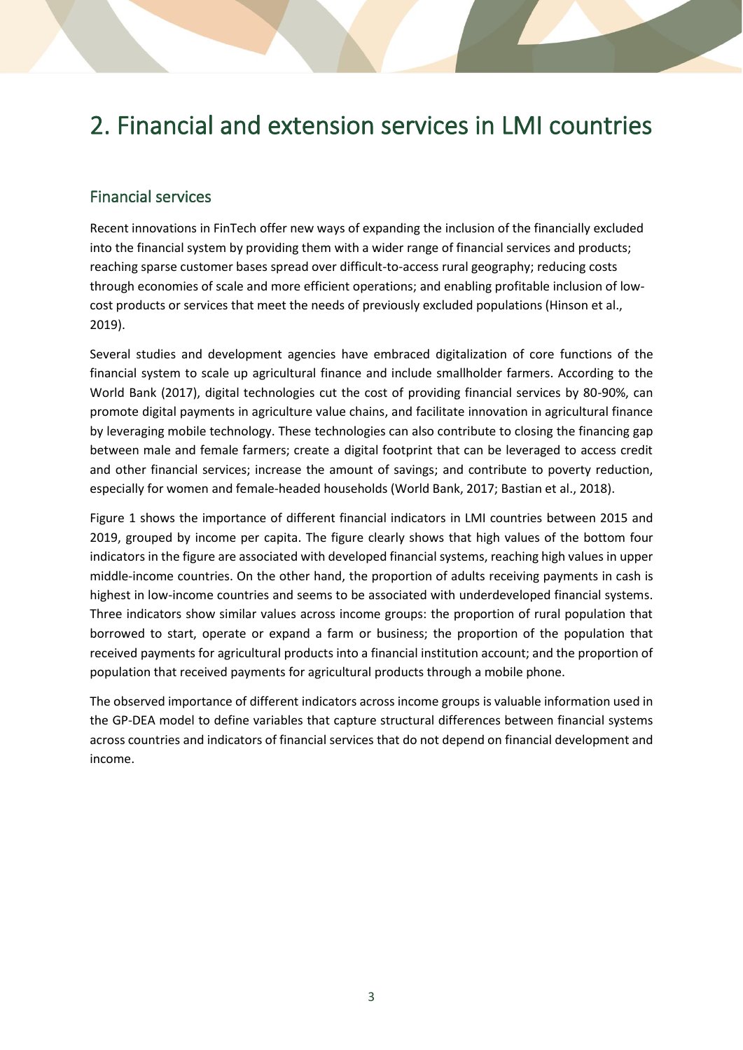# 2. Financial and extension services in LMI countries

## Financial services

Recent innovations in FinTech offer new ways of expanding the inclusion of the financially excluded into the financial system by providing them with a wider range of financial services and products; reaching sparse customer bases spread over difficult-to-access rural geography; reducing costs through economies of scale and more efficient operations; and enabling profitable inclusion of low-cost products or services that meet the needs of previously excluded populations (Hinson et al., 2019).

Several studies and development agencies have embraced digitalization of core functions of the financial system to scale up agricultural finance and include smallholder farmers. According to the World Bank (2017), digital technologies cut the cost of providing financial services by 80-90%, can promote digital payments in agriculture value chains, and facilitate innovation in agricultural finance by leveraging mobile technology. These technologies can also contribute to closing the financing gap between male and female farmers; create a digital footprint that can be leveraged to access credit and other financial services; increase the amount of savings; and contribute to poverty reduction, especially for women and female-headed households (World Bank, 2017; Bastian et al., 2018).

Figure 1 shows the importance of different financial indicators in LMI countries between 2015 and 2019, grouped by income per capita. The figure clearly shows that high values of the bottom four indicators in the figure are associated with developed financial systems, reaching high values in upper middle-income countries. On the other hand, the proportion of adults receiving payments in cash is highest in low-income countries and seems to be associated with underdeveloped financial systems. Three indicators show similar values across income groups: the proportion of rural population that borrowed to start, operate or expand a farm or business; the proportion of the population that received payments for agricultural products into a financial institution account; and the proportion of population that received payments for agricultural products through a mobile phone.

The observed importance of different indicators across income groups is valuable information used in the GP-DEA model to define variables that capture structural differences between financial systems across countries and indicators of financial services that do not depend on financial development and income.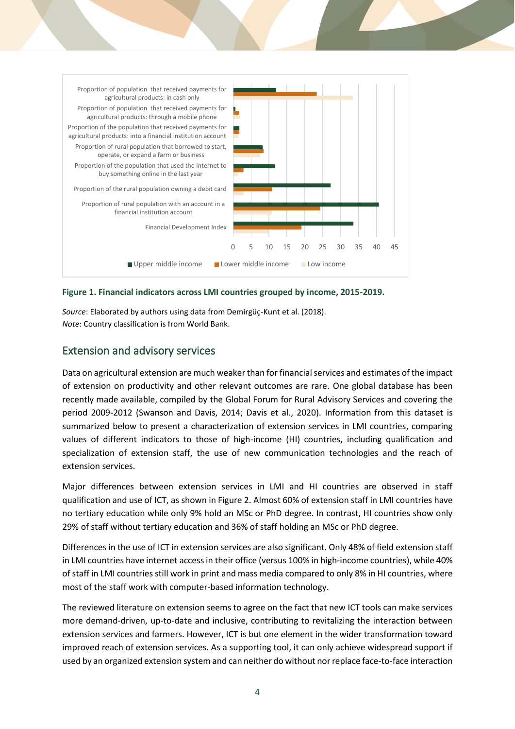Figure 1. Financial indicators across LMI countries grouped by income, 2015-2019.

*Source*: Elaborated by authors using data from Demirgüç-Kunt et al. (2018).
*Note*: Country classification is from World Bank.

## Extension and advisory services

Data on agricultural extension are much weaker than for financial services and estimates of the impact of extension on productivity and other relevant outcomes are rare. One global database has been recently made available, compiled by the Global Forum for Rural Advisory Services and covering the period 2009-2012 (Swanson and Davis, 2014; Davis et al., 2020). Information from this dataset is summarized below to present a characterization of extension services in LMI countries, comparing values of different indicators to those of high-income (HI) countries, including qualification and specialization of extension staff, the use of new communication technologies and the reach of extension services.

Major differences between extension services in LMI and HI countries are observed in staff qualification and use of ICT, as shown in Figure 2. Almost 60% of extension staff in LMI countries have no tertiary education while only 9% hold an MSc or PhD degree. In contrast, HI countries show only 29% of staff without tertiary education and 36% of staff holding an MSc or PhD degree.

Differences in the use of ICT in extension services are also significant. Only 48% of field extension staff in LMI countries have internet access in their office (versus 100% in high-income countries), while 40% of staff in LMI countries still work in print and mass media compared to only 8% in HI countries, where most of the staff work with computer-based information technology.

The reviewed literature on extension seems to agree on the fact that new ICT tools can make services more demand-driven, up-to-date and inclusive, contributing to revitalizing the interaction between extension services and farmers. However, ICT is but one element in the wider transformation toward improved reach of extension services. As a supporting tool, it can only achieve widespread support if used by an organized extension system and can neither do without nor replace face-to-face interaction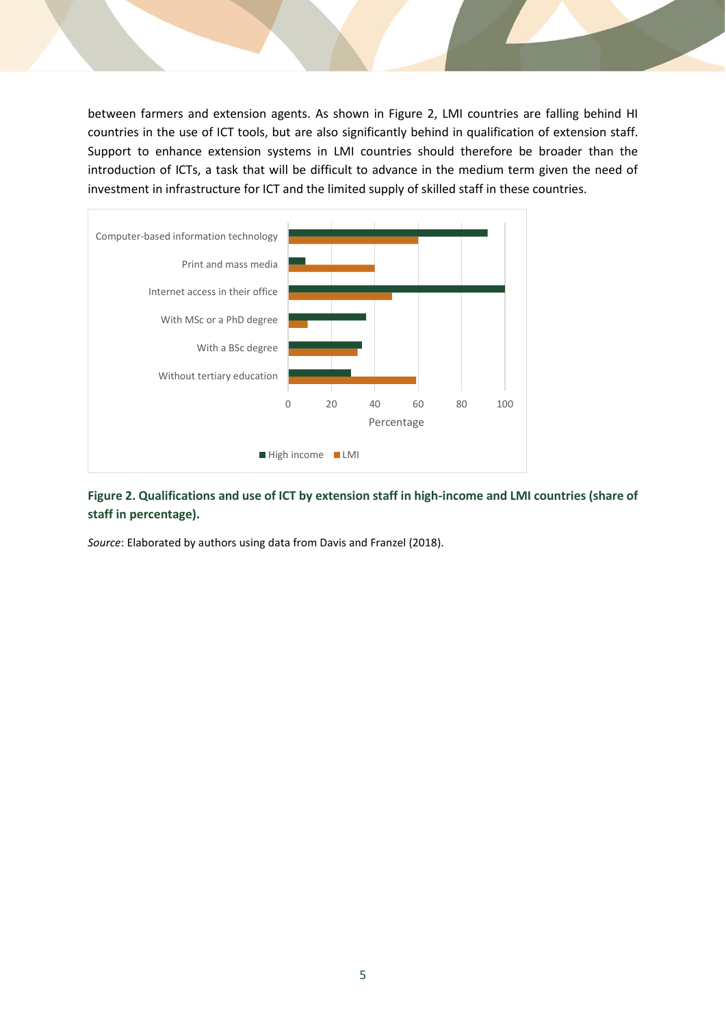between farmers and extension agents. As shown in Figure 2, LMI countries are falling behind HI countries in the use of ICT tools, but are also significantly behind in qualification of extension staff. Support to enhance extension systems in LMI countries should therefore be broader than the introduction of ICTs, a task that will be difficult to advance in the medium term given the need of investment in infrastructure for ICT and the limited supply of skilled staff in these countries.

**Figure 2. Qualifications and use of ICT by extension staff in high-income and LMI countries (share of staff in percentage).**

*Source*: Elaborated by authors using data from Davis and Franzel (2018).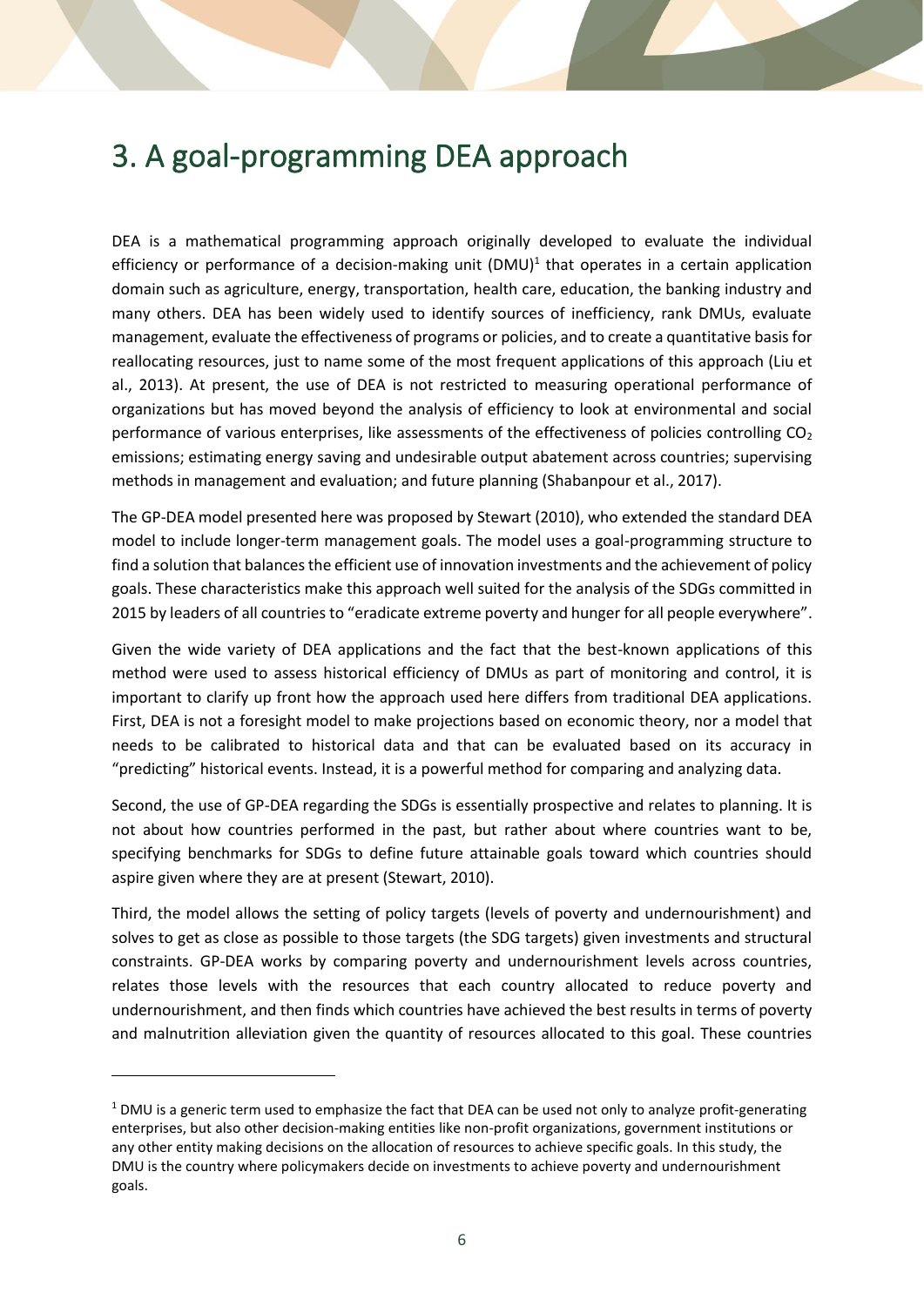# 3. A goal-programming DEA approach

DEA is a mathematical programming approach originally developed to evaluate the individual efficiency or performance of a decision-making unit (DMU)[1] that operates in a certain application domain such as agriculture, energy, transportation, health care, education, the banking industry and many others. DEA has been widely used to identify sources of inefficiency, rank DMUs, evaluate management, evaluate the effectiveness of programs or policies, and to create a quantitative basis for reallocating resources, just to name some of the most frequent applications of this approach (Liu et al., 2013). At present, the use of DEA is not restricted to measuring operational performance of organizations but has moved beyond the analysis of efficiency to look at environmental and social performance of various enterprises, like assessments of the effectiveness of policies controlling $CO_2$ emissions; estimating energy saving and undesirable output abatement across countries; supervising methods in management and evaluation; and future planning (Shabanpour et al., 2017).

The GP-DEA model presented here was proposed by Stewart (2010), who extended the standard DEA model to include longer-term management goals. The model uses a goal-programming structure to find a solution that balances the efficient use of innovation investments and the achievement of policy goals. These characteristics make this approach well suited for the analysis of the SDGs committed in 2015 by leaders of all countries to "eradicate extreme poverty and hunger for all people everywhere".

Given the wide variety of DEA applications and the fact that the best-known applications of this method were used to assess historical efficiency of DMUs as part of monitoring and control, it is important to clarify up front how the approach used here differs from traditional DEA applications. First, DEA is not a foresight model to make projections based on economic theory, nor a model that needs to be calibrated to historical data and that can be evaluated based on its accuracy in "predicting" historical events. Instead, it is a powerful method for comparing and analyzing data.

Second, the use of GP-DEA regarding the SDGs is essentially prospective and relates to planning. It is not about how countries performed in the past, but rather about where countries want to be, specifying benchmarks for SDGs to define future attainable goals toward which countries should aspire given where they are at present (Stewart, 2010).

Third, the model allows the setting of policy targets (levels of poverty and undernourishment) and solves to get as close as possible to those targets (the SDG targets) given investments and structural constraints. GP-DEA works by comparing poverty and undernourishment levels across countries, relates those levels with the resources that each country allocated to reduce poverty and undernourishment, and then finds which countries have achieved the best results in terms of poverty and malnutrition alleviation given the quantity of resources allocated to this goal. These countries

[1] DMU is a generic term used to emphasize the fact that DEA can be used not only to analyze profit-generating enterprises, but also other decision-making entities like non-profit organizations, government institutions or any other entity making decisions on the allocation of resources to achieve specific goals. In this study, the DMU is the country where policymakers decide on investments to achieve poverty and undernourishment goals.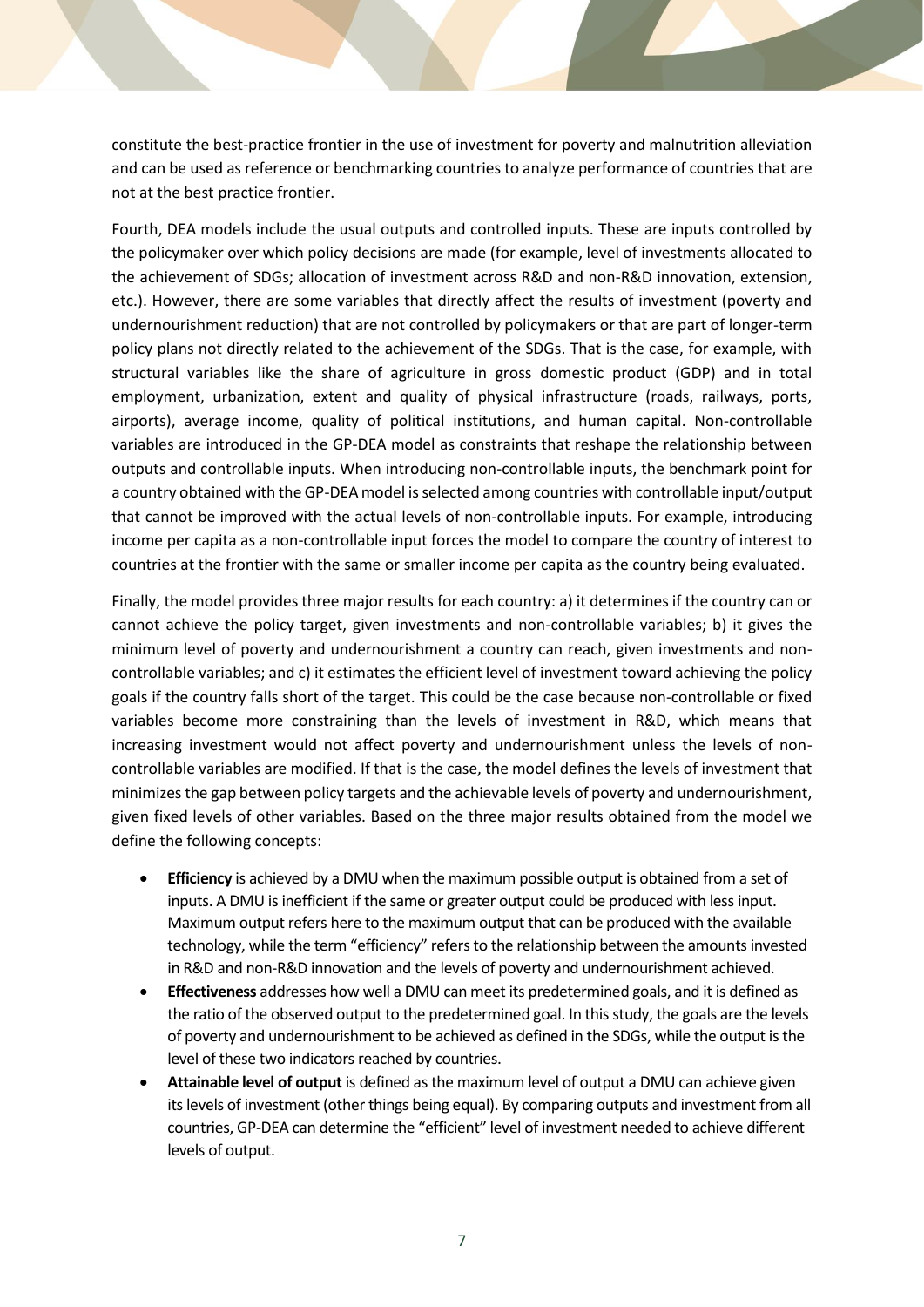constitute the best-practice frontier in the use of investment for poverty and malnutrition alleviation and can be used as reference or benchmarking countries to analyze performance of countries that are not at the best practice frontier.

Fourth, DEA models include the usual outputs and controlled inputs. These are inputs controlled by the policymaker over which policy decisions are made (for example, level of investments allocated to the achievement of SDGs; allocation of investment across R&D and non-R&D innovation, extension, etc.). However, there are some variables that directly affect the results of investment (poverty and undernourishment reduction) that are not controlled by policymakers or that are part of longer-term policy plans not directly related to the achievement of the SDGs. That is the case, for example, with structural variables like the share of agriculture in gross domestic product (GDP) and in total employment, urbanization, extent and quality of physical infrastructure (roads, railways, ports, airports), average income, quality of political institutions, and human capital. Non-controllable variables are introduced in the GP-DEA model as constraints that reshape the relationship between outputs and controllable inputs. When introducing non-controllable inputs, the benchmark point for a country obtained with the GP-DEA model is selected among countries with controllable input/output that cannot be improved with the actual levels of non-controllable inputs. For example, introducing income per capita as a non-controllable input forces the model to compare the country of interest to countries at the frontier with the same or smaller income per capita as the country being evaluated.

Finally, the model provides three major results for each country: a) it determines if the country can or cannot achieve the policy target, given investments and non-controllable variables; b) it gives the minimum level of poverty and undernourishment a country can reach, given investments and non-controllable variables; and c) it estimates the efficient level of investment toward achieving the policy goals if the country falls short of the target. This could be the case because non-controllable or fixed variables become more constraining than the levels of investment in R&D, which means that increasing investment would not affect poverty and undernourishment unless the levels of non-controllable variables are modified. If that is the case, the model defines the levels of investment that minimizes the gap between policy targets and the achievable levels of poverty and undernourishment, given fixed levels of other variables. Based on the three major results obtained from the model we define the following concepts:

- **Efficiency** is achieved by a DMU when the maximum possible output is obtained from a set of inputs. A DMU is inefficient if the same or greater output could be produced with less input. Maximum output refers here to the maximum output that can be produced with the available technology, while the term "efficiency" refers to the relationship between the amounts invested in R&D and non-R&D innovation and the levels of poverty and undernourishment achieved.
- **Effectiveness** addresses how well a DMU can meet its predetermined goals, and it is defined as the ratio of the observed output to the predetermined goal. In this study, the goals are the levels of poverty and undernourishment to be achieved as defined in the SDGs, while the output is the level of these two indicators reached by countries.
- **Attainable level of output** is defined as the maximum level of output a DMU can achieve given its levels of investment (other things being equal). By comparing outputs and investment from all countries, GP-DEA can determine the "efficient" level of investment needed to achieve different levels of output.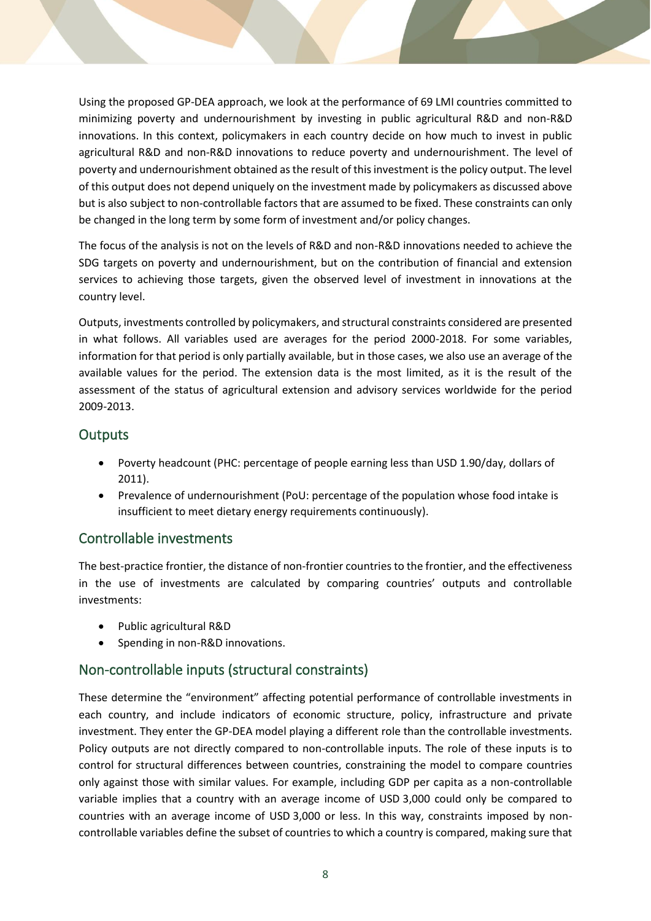Using the proposed GP-DEA approach, we look at the performance of 69 LMI countries committed to minimizing poverty and undernourishment by investing in public agricultural R&D and non-R&D innovations. In this context, policymakers in each country decide on how much to invest in public agricultural R&D and non-R&D innovations to reduce poverty and undernourishment. The level of poverty and undernourishment obtained as the result of this investment is the policy output. The level of this output does not depend uniquely on the investment made by policymakers as discussed above but is also subject to non-controllable factors that are assumed to be fixed. These constraints can only be changed in the long term by some form of investment and/or policy changes.

The focus of the analysis is not on the levels of R&D and non-R&D innovations needed to achieve the SDG targets on poverty and undernourishment, but on the contribution of financial and extension services to achieving those targets, given the observed level of investment in innovations at the country level.

Outputs, investments controlled by policymakers, and structural constraints considered are presented in what follows. All variables used are averages for the period 2000-2018. For some variables, information for that period is only partially available, but in those cases, we also use an average of the available values for the period. The extension data is the most limited, as it is the result of the assessment of the status of agricultural extension and advisory services worldwide for the period 2009-2013.

## Outputs

- Poverty headcount (PHC: percentage of people earning less than USD 1.90/day, dollars of 2011).
- Prevalence of undernourishment (PoU: percentage of the population whose food intake is insufficient to meet dietary energy requirements continuously).

## Controllable investments

The best-practice frontier, the distance of non-frontier countries to the frontier, and the effectiveness in the use of investments are calculated by comparing countries' outputs and controllable investments:

- Public agricultural R&D
- Spending in non-R&D innovations.

## Non-controllable inputs (structural constraints)

These determine the "environment" affecting potential performance of controllable investments in each country, and include indicators of economic structure, policy, infrastructure and private investment. They enter the GP-DEA model playing a different role than the controllable investments. Policy outputs are not directly compared to non-controllable inputs. The role of these inputs is to control for structural differences between countries, constraining the model to compare countries only against those with similar values. For example, including GDP per capita as a non-controllable variable implies that a country with an average income of USD 3,000 could only be compared to countries with an average income of USD 3,000 or less. In this way, constraints imposed by non-controllable variables define the subset of countries to which a country is compared, making sure that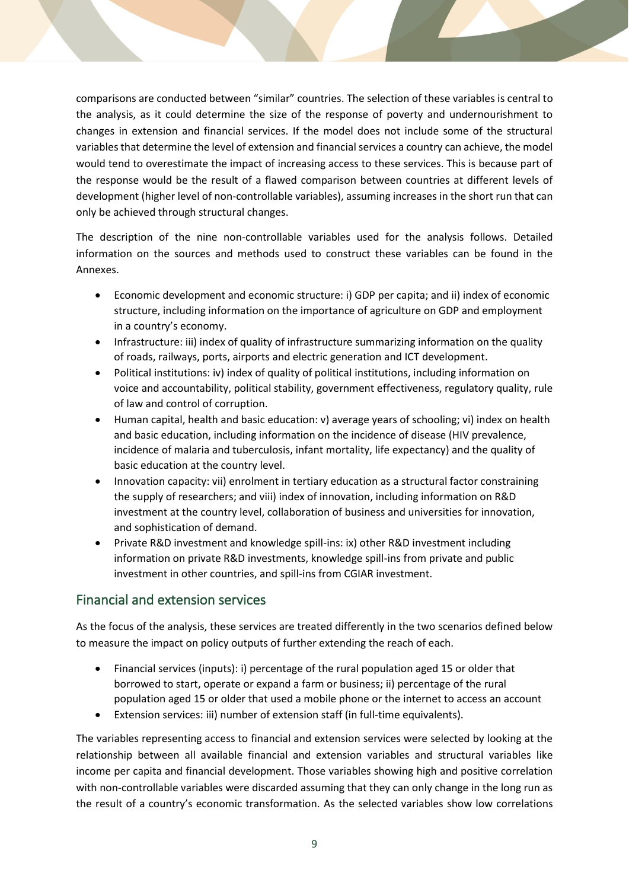comparisons are conducted between "similar" countries. The selection of these variables is central to the analysis, as it could determine the size of the response of poverty and undernourishment to changes in extension and financial services. If the model does not include some of the structural variables that determine the level of extension and financial services a country can achieve, the model would tend to overestimate the impact of increasing access to these services. This is because part of the response would be the result of a flawed comparison between countries at different levels of development (higher level of non-controllable variables), assuming increases in the short run that can only be achieved through structural changes.

The description of the nine non-controllable variables used for the analysis follows. Detailed information on the sources and methods used to construct these variables can be found in the Annexes.

- Economic development and economic structure: i) GDP per capita; and ii) index of economic structure, including information on the importance of agriculture on GDP and employment in a country's economy.
- Infrastructure: iii) index of quality of infrastructure summarizing information on the quality of roads, railways, ports, airports and electric generation and ICT development.
- Political institutions: iv) index of quality of political institutions, including information on voice and accountability, political stability, government effectiveness, regulatory quality, rule of law and control of corruption.
- Human capital, health and basic education: v) average years of schooling; vi) index on health and basic education, including information on the incidence of disease (HIV prevalence, incidence of malaria and tuberculosis, infant mortality, life expectancy) and the quality of basic education at the country level.
- Innovation capacity: vii) enrolment in tertiary education as a structural factor constraining the supply of researchers; and viii) index of innovation, including information on R&D investment at the country level, collaboration of business and universities for innovation, and sophistication of demand.
- Private R&D investment and knowledge spill-ins: ix) other R&D investment including information on private R&D investments, knowledge spill-ins from private and public investment in other countries, and spill-ins from CGIAR investment.

## Financial and extension services

As the focus of the analysis, these services are treated differently in the two scenarios defined below to measure the impact on policy outputs of further extending the reach of each.

- Financial services (inputs): i) percentage of the rural population aged 15 or older that borrowed to start, operate or expand a farm or business; ii) percentage of the rural population aged 15 or older that used a mobile phone or the internet to access an account
- Extension services: iii) number of extension staff (in full-time equivalents).

The variables representing access to financial and extension services were selected by looking at the relationship between all available financial and extension variables and structural variables like income per capita and financial development. Those variables showing high and positive correlation with non-controllable variables were discarded assuming that they can only change in the long run as the result of a country's economic transformation. As the selected variables show low correlations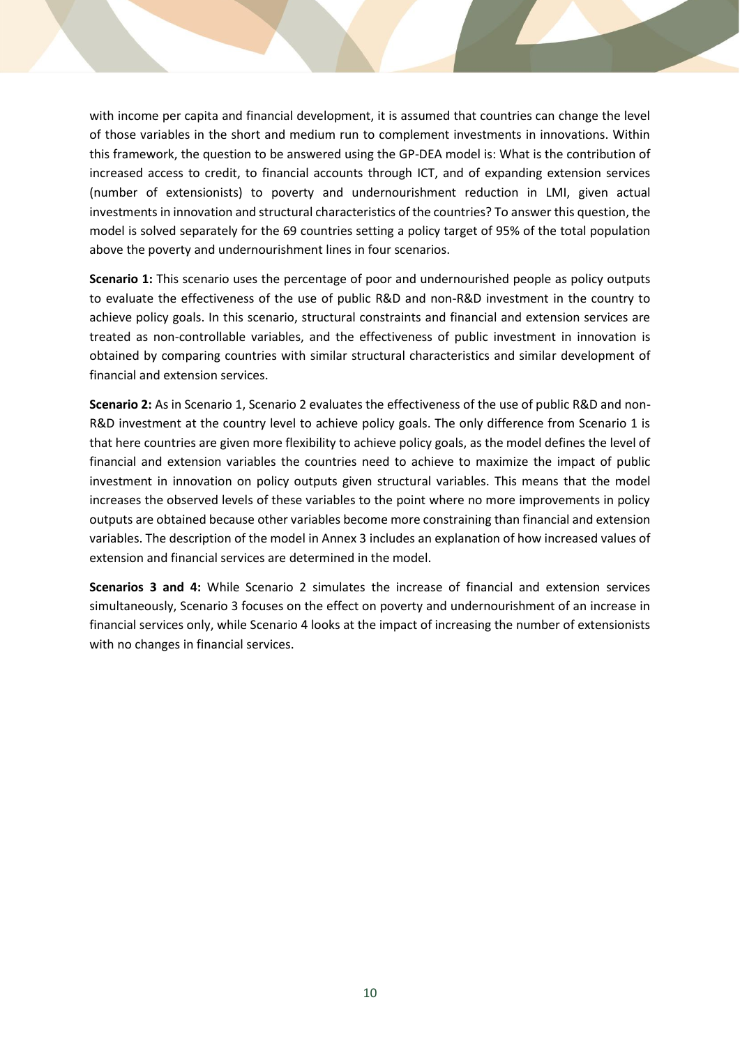with income per capita and financial development, it is assumed that countries can change the level of those variables in the short and medium run to complement investments in innovations. Within this framework, the question to be answered using the GP-DEA model is: What is the contribution of increased access to credit, to financial accounts through ICT, and of expanding extension services (number of extensionists) to poverty and undernourishment reduction in LMI, given actual investments in innovation and structural characteristics of the countries? To answer this question, the model is solved separately for the 69 countries setting a policy target of 95% of the total population above the poverty and undernourishment lines in four scenarios.

**Scenario 1:** This scenario uses the percentage of poor and undernourished people as policy outputs to evaluate the effectiveness of the use of public R&D and non-R&D investment in the country to achieve policy goals. In this scenario, structural constraints and financial and extension services are treated as non-controllable variables, and the effectiveness of public investment in innovation is obtained by comparing countries with similar structural characteristics and similar development of financial and extension services.

**Scenario 2:** As in Scenario 1, Scenario 2 evaluates the effectiveness of the use of public R&D and non-R&D investment at the country level to achieve policy goals. The only difference from Scenario 1 is that here countries are given more flexibility to achieve policy goals, as the model defines the level of financial and extension variables the countries need to achieve to maximize the impact of public investment in innovation on policy outputs given structural variables. This means that the model increases the observed levels of these variables to the point where no more improvements in policy outputs are obtained because other variables become more constraining than financial and extension variables. The description of the model in Annex 3 includes an explanation of how increased values of extension and financial services are determined in the model.

**Scenarios 3 and 4:** While Scenario 2 simulates the increase of financial and extension services simultaneously, Scenario 3 focuses on the effect on poverty and undernourishment of an increase in financial services only, while Scenario 4 looks at the impact of increasing the number of extensionists with no changes in financial services.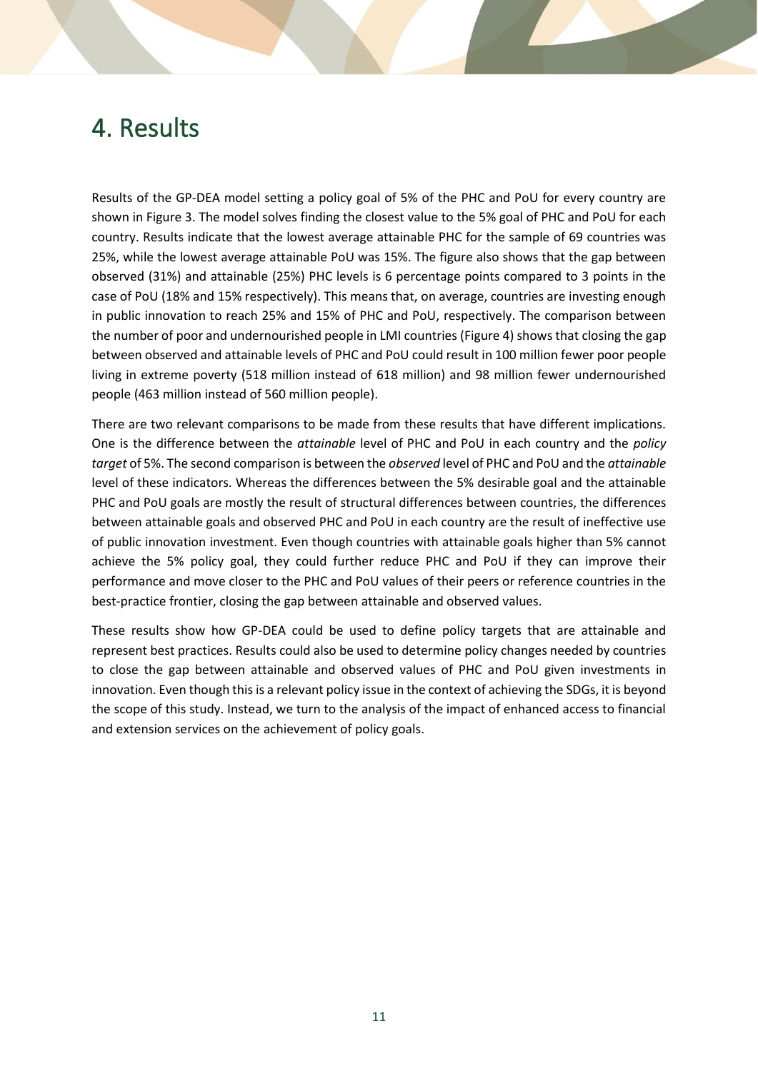# 4. Results

Results of the GP-DEA model setting a policy goal of 5% of the PHC and PoU for every country are shown in Figure 3. The model solves finding the closest value to the 5% goal of PHC and PoU for each country. Results indicate that the lowest average attainable PHC for the sample of 69 countries was 25%, while the lowest average attainable PoU was 15%. The figure also shows that the gap between observed (31%) and attainable (25%) PHC levels is 6 percentage points compared to 3 points in the case of PoU (18% and 15% respectively). This means that, on average, countries are investing enough in public innovation to reach 25% and 15% of PHC and PoU, respectively. The comparison between the number of poor and undernourished people in LMI countries (Figure 4) shows that closing the gap between observed and attainable levels of PHC and PoU could result in 100 million fewer poor people living in extreme poverty (518 million instead of 618 million) and 98 million fewer undernourished people (463 million instead of 560 million people).

There are two relevant comparisons to be made from these results that have different implications. One is the difference between the *attainable* level of PHC and PoU in each country and the *policy target* of 5%. The second comparison is between the *observed* level of PHC and PoU and the *attainable* level of these indicators. Whereas the differences between the 5% desirable goal and the attainable PHC and PoU goals are mostly the result of structural differences between countries, the differences between attainable goals and observed PHC and PoU in each country are the result of ineffective use of public innovation investment. Even though countries with attainable goals higher than 5% cannot achieve the 5% policy goal, they could further reduce PHC and PoU if they can improve their performance and move closer to the PHC and PoU values of their peers or reference countries in the best-practice frontier, closing the gap between attainable and observed values.

These results show how GP-DEA could be used to define policy targets that are attainable and represent best practices. Results could also be used to determine policy changes needed by countries to close the gap between attainable and observed values of PHC and PoU given investments in innovation. Even though this is a relevant policy issue in the context of achieving the SDGs, it is beyond the scope of this study. Instead, we turn to the analysis of the impact of enhanced access to financial and extension services on the achievement of policy goals.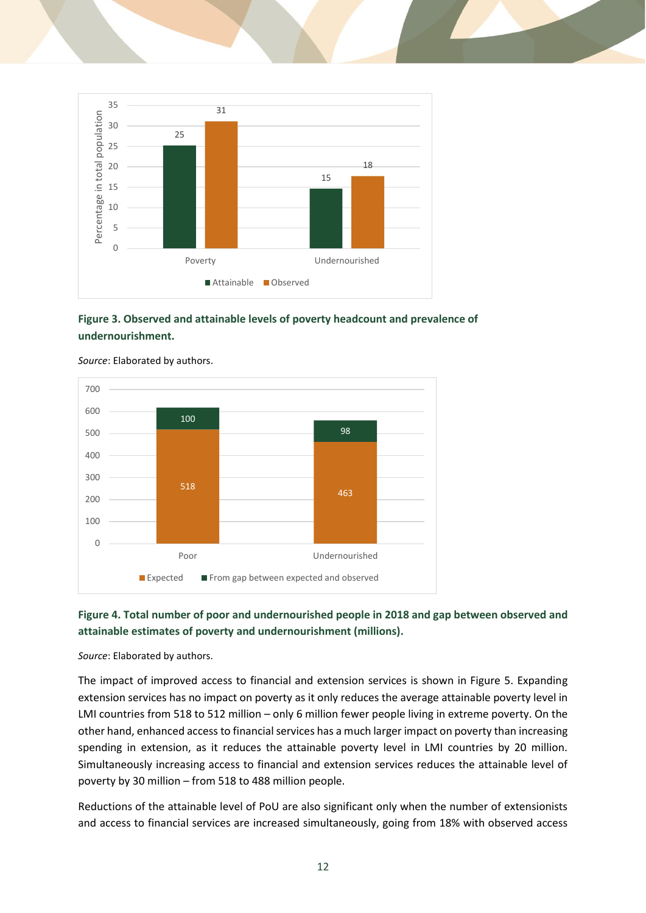**Figure 3. Observed and attainable levels of poverty headcount and prevalence of undernourishment.**

*Source*: Elaborated by authors.

**Figure 4. Total number of poor and undernourished people in 2018 and gap between observed and attainable estimates of poverty and undernourishment (millions).**

*Source*: Elaborated by authors.

The impact of improved access to financial and extension services is shown in Figure 5. Expanding extension services has no impact on poverty as it only reduces the average attainable poverty level in LMI countries from 518 to 512 million – only 6 million fewer people living in extreme poverty. On the other hand, enhanced access to financial services has a much larger impact on poverty than increasing spending in extension, as it reduces the attainable poverty level in LMI countries by 20 million. Simultaneously increasing access to financial and extension services reduces the attainable level of poverty by 30 million – from 518 to 488 million people.

Reductions of the attainable level of PoU are also significant only when the number of extensionists and access to financial services are increased simultaneously, going from 18% with observed access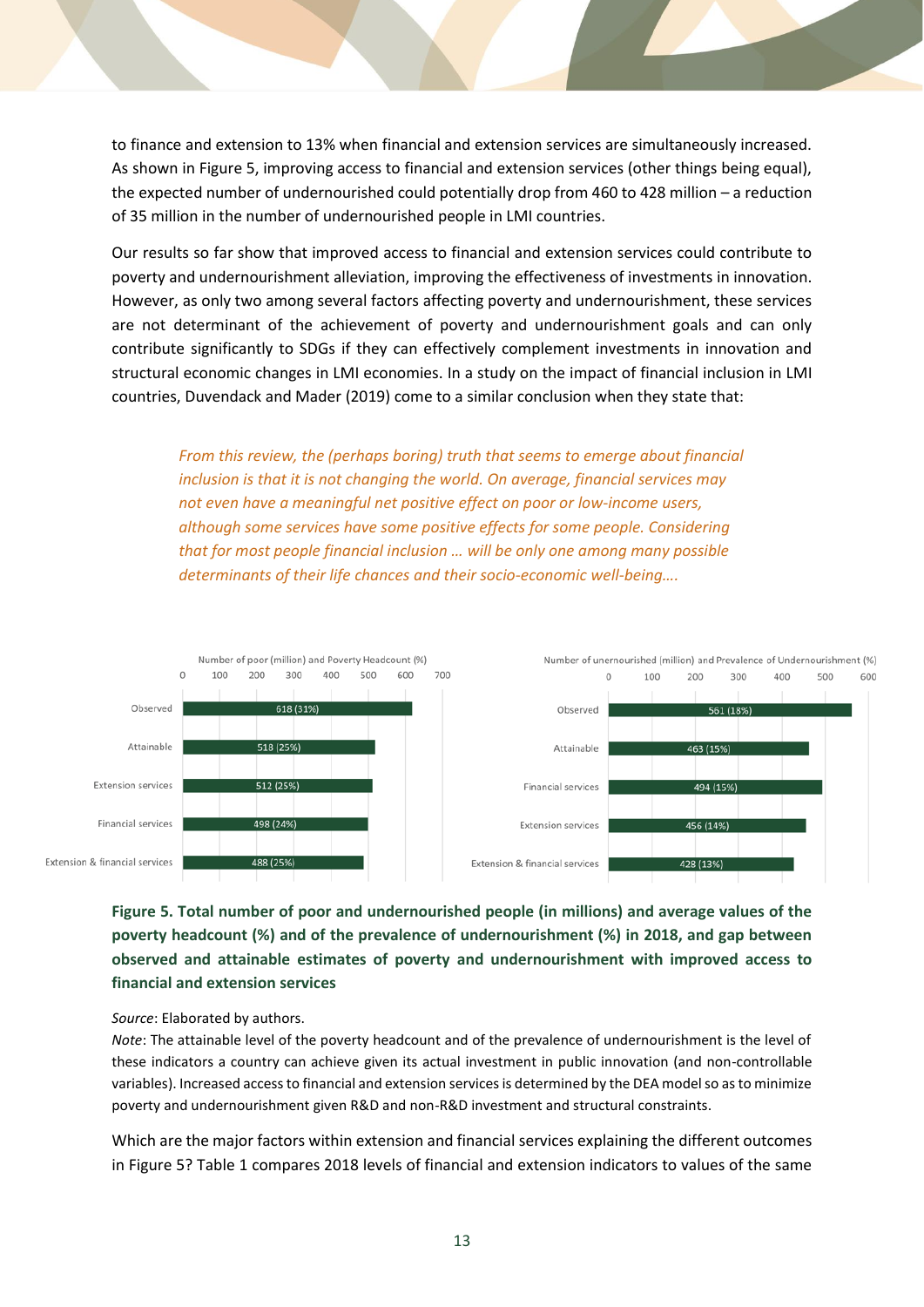to finance and extension to 13% when financial and extension services are simultaneously increased. As shown in Figure 5, improving access to financial and extension services (other things being equal), the expected number of undernourished could potentially drop from 460 to 428 million – a reduction of 35 million in the number of undernourished people in LMI countries.

Our results so far show that improved access to financial and extension services could contribute to poverty and undernourishment alleviation, improving the effectiveness of investments in innovation. However, as only two among several factors affecting poverty and undernourishment, these services are not determinant of the achievement of poverty and undernourishment goals and can only contribute significantly to SDGs if they can effectively complement investments in innovation and structural economic changes in LMI economies. In a study on the impact of financial inclusion in LMI countries, Duvendack and Mader (2019) come to a similar conclusion when they state that:

> *From this review, the (perhaps boring) truth that seems to emerge about financial inclusion is that it is not changing the world. On average, financial services may not even have a meaningful net positive effect on poor or low-income users, although some services have some positive effects for some people. Considering that for most people financial inclusion … will be only one among many possible determinants of their life chances and their socio-economic well-being….*

| Number of poor (million) and Poverty Headcount (%) | |
|---|---|
| Observed | 618 (31%) |
| Attainable | 518 (25%) |
| Extension services | 512 (25%) |
| Financial services | 498 (24%) |
| Extension & financial services | 488 (25%) |

| Number of unernourished (million) and Prevalence of Undernourishment (%) | |
|---|---|
| Observed | 561 (18%) |
| Attainable | 463 (15%) |
| Financial services | 494 (15%) |
| Extension services | 456 (14%) |
| Extension & financial services | 428 (13%) |

**Figure 5. Total number of poor and undernourished people (in millions) and average values of the poverty headcount (%) and of the prevalence of undernourishment (%) in 2018, and gap between observed and attainable estimates of poverty and undernourishment with improved access to financial and extension services**

*Source*: Elaborated by authors.
*Note*: The attainable level of the poverty headcount and of the prevalence of undernourishment is the level of these indicators a country can achieve given its actual investment in public innovation (and non-controllable variables). Increased access to financial and extension services is determined by the DEA model so as to minimize poverty and undernourishment given R&D and non-R&D investment and structural constraints.

Which are the major factors within extension and financial services explaining the different outcomes in Figure 5? Table 1 compares 2018 levels of financial and extension indicators to values of the same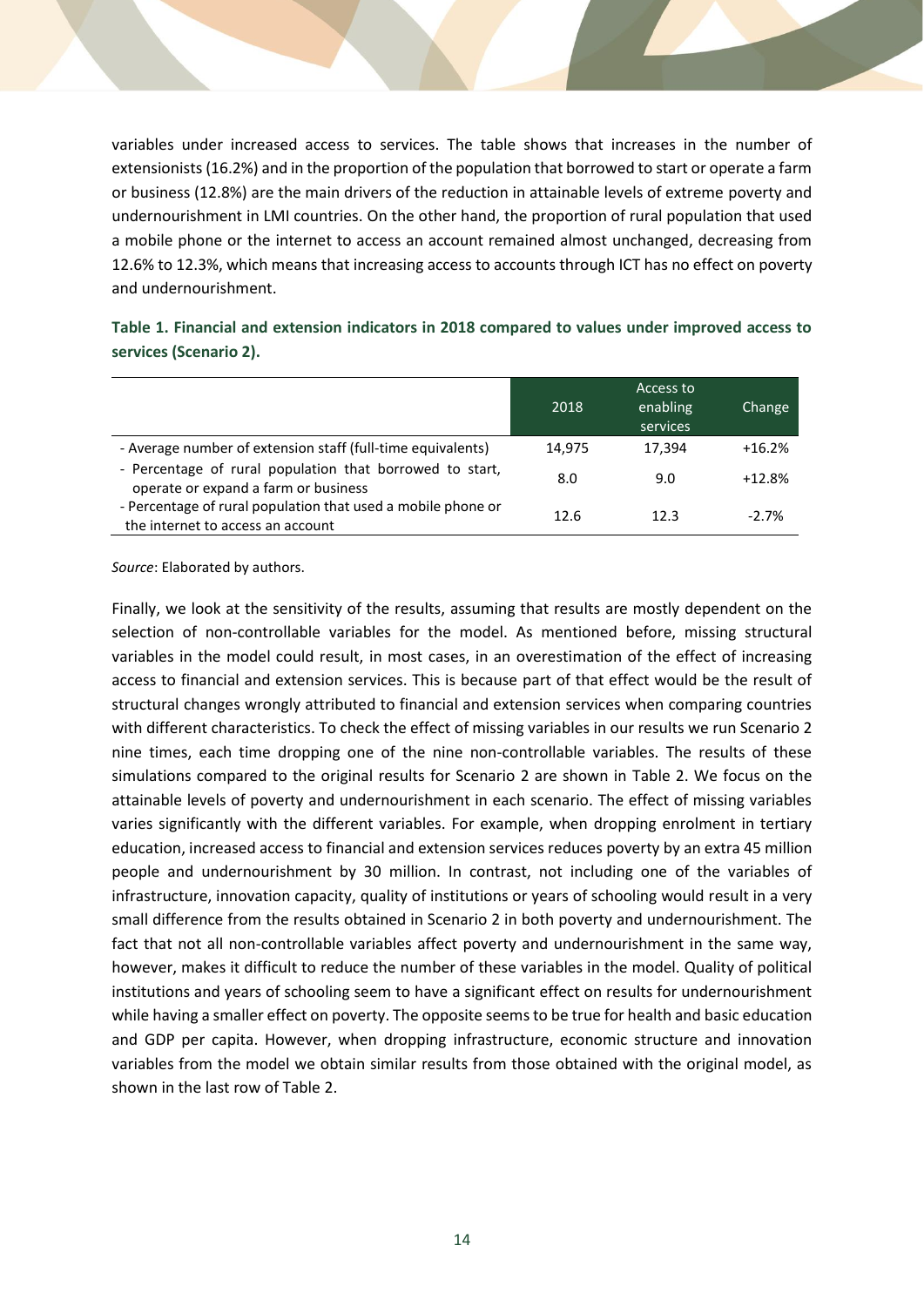variables under increased access to services. The table shows that increases in the number of extensionists (16.2%) and in the proportion of the population that borrowed to start or operate a farm or business (12.8%) are the main drivers of the reduction in attainable levels of extreme poverty and undernourishment in LMI countries. On the other hand, the proportion of rural population that used a mobile phone or the internet to access an account remained almost unchanged, decreasing from 12.6% to 12.3%, which means that increasing access to accounts through ICT has no effect on poverty and undernourishment.

**Table 1. Financial and extension indicators in 2018 compared to values under improved access to services (Scenario 2).**

| | 2018 | Access to enabling services | Change |
|---|---|---|---|
| - Average number of extension staff (full-time equivalents) | 14,975 | 17,394 | +16.2% |
| - Percentage of rural population that borrowed to start, operate or expand a farm or business | 8.0 | 9.0 | +12.8% |
| - Percentage of rural population that used a mobile phone or the internet to access an account | 12.6 | 12.3 | -2.7% |

*Source*: Elaborated by authors.

Finally, we look at the sensitivity of the results, assuming that results are mostly dependent on the selection of non-controllable variables for the model. As mentioned before, missing structural variables in the model could result, in most cases, in an overestimation of the effect of increasing access to financial and extension services. This is because part of that effect would be the result of structural changes wrongly attributed to financial and extension services when comparing countries with different characteristics. To check the effect of missing variables in our results we run Scenario 2 nine times, each time dropping one of the nine non-controllable variables. The results of these simulations compared to the original results for Scenario 2 are shown in Table 2. We focus on the attainable levels of poverty and undernourishment in each scenario. The effect of missing variables varies significantly with the different variables. For example, when dropping enrolment in tertiary education, increased access to financial and extension services reduces poverty by an extra 45 million people and undernourishment by 30 million. In contrast, not including one of the variables of infrastructure, innovation capacity, quality of institutions or years of schooling would result in a very small difference from the results obtained in Scenario 2 in both poverty and undernourishment. The fact that not all non-controllable variables affect poverty and undernourishment in the same way, however, makes it difficult to reduce the number of these variables in the model. Quality of political institutions and years of schooling seem to have a significant effect on results for undernourishment while having a smaller effect on poverty. The opposite seems to be true for health and basic education and GDP per capita. However, when dropping infrastructure, economic structure and innovation variables from the model we obtain similar results from those obtained with the original model, as shown in the last row of Table 2.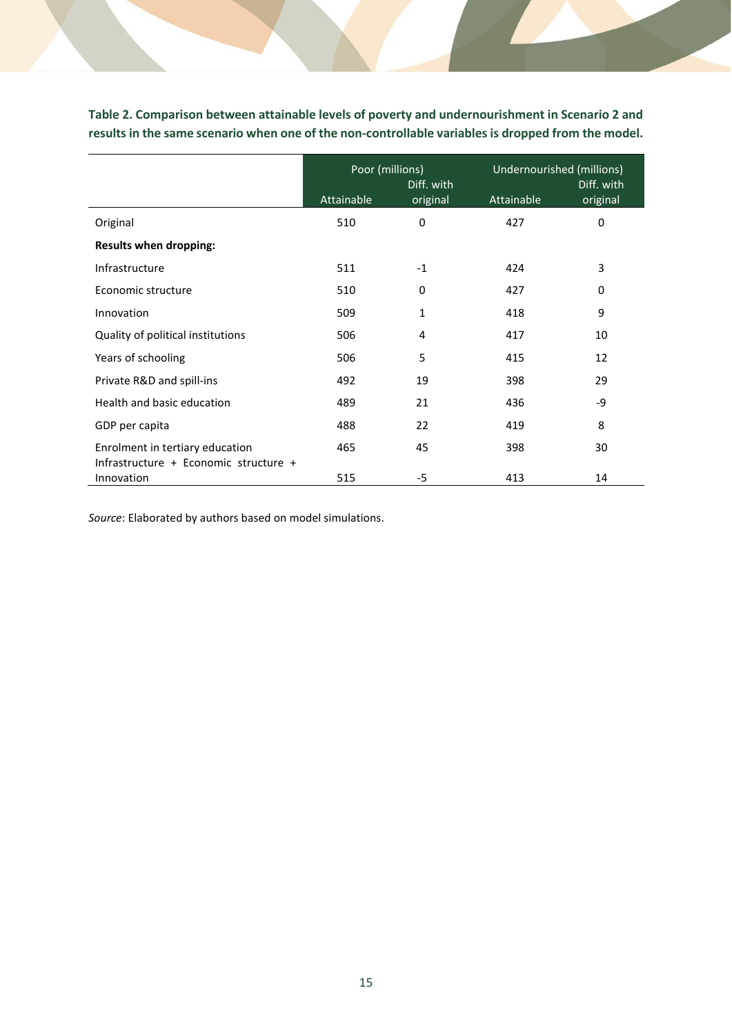**Table 2. Comparison between attainable levels of poverty and undernourishment in Scenario 2 and results in the same scenario when one of the non-controllable variables is dropped from the model.**

| | Poor (millions) | | Undernourished (millions) | |
|---|---|---|---|---|
| | Attainable | Diff. with original | Attainable | Diff. with original |
| Original | 510 | 0 | 427 | 0 |
| **Results when dropping:** | | | | |
| Infrastructure | 511 | -1 | 424 | 3 |
| Economic structure | 510 | 0 | 427 | 0 |
| Innovation | 509 | 1 | 418 | 9 |
| Quality of political institutions | 506 | 4 | 417 | 10 |
| Years of schooling | 506 | 5 | 415 | 12 |
| Private R&D and spill-ins | 492 | 19 | 398 | 29 |
| Health and basic education | 489 | 21 | 436 | -9 |
| GDP per capita | 488 | 22 | 419 | 8 |
| Enrolment in tertiary education | 465 | 45 | 398 | 30 |
| Infrastructure + Economic structure + Innovation | 515 | -5 | 413 | 14 |

*Source*: Elaborated by authors based on model simulations.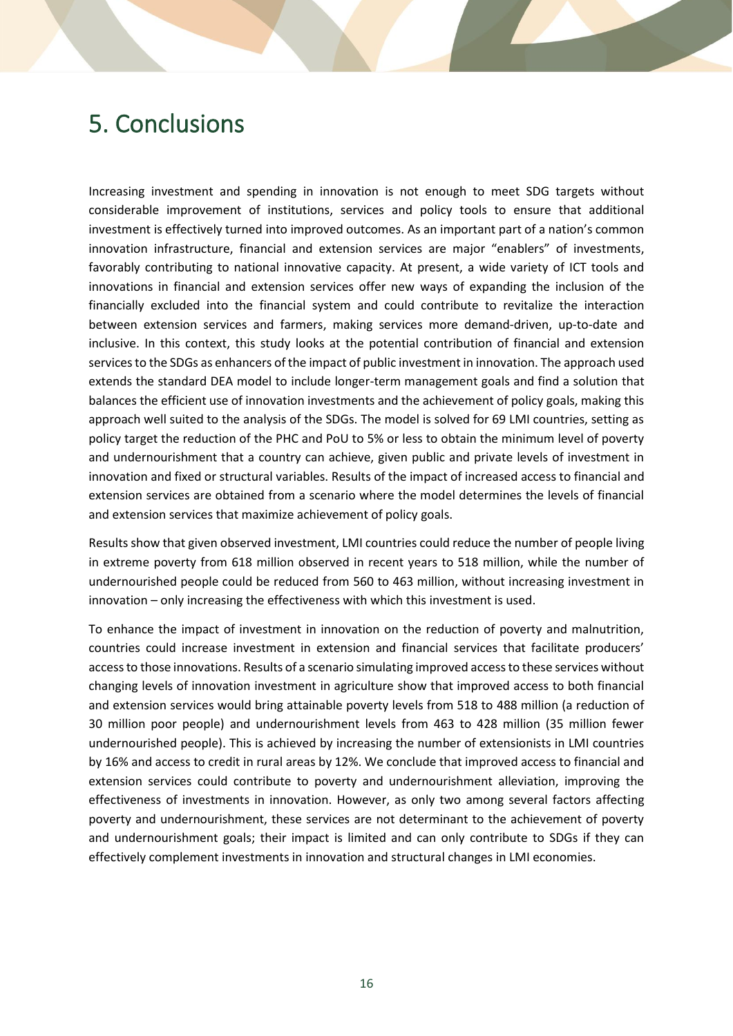# 5. Conclusions

Increasing investment and spending in innovation is not enough to meet SDG targets without considerable improvement of institutions, services and policy tools to ensure that additional investment is effectively turned into improved outcomes. As an important part of a nation's common innovation infrastructure, financial and extension services are major "enablers" of investments, favorably contributing to national innovative capacity. At present, a wide variety of ICT tools and innovations in financial and extension services offer new ways of expanding the inclusion of the financially excluded into the financial system and could contribute to revitalize the interaction between extension services and farmers, making services more demand-driven, up-to-date and inclusive. In this context, this study looks at the potential contribution of financial and extension services to the SDGs as enhancers of the impact of public investment in innovation. The approach used extends the standard DEA model to include longer-term management goals and find a solution that balances the efficient use of innovation investments and the achievement of policy goals, making this approach well suited to the analysis of the SDGs. The model is solved for 69 LMI countries, setting as policy target the reduction of the PHC and PoU to 5% or less to obtain the minimum level of poverty and undernourishment that a country can achieve, given public and private levels of investment in innovation and fixed or structural variables. Results of the impact of increased access to financial and extension services are obtained from a scenario where the model determines the levels of financial and extension services that maximize achievement of policy goals.

Results show that given observed investment, LMI countries could reduce the number of people living in extreme poverty from 618 million observed in recent years to 518 million, while the number of undernourished people could be reduced from 560 to 463 million, without increasing investment in innovation – only increasing the effectiveness with which this investment is used.

To enhance the impact of investment in innovation on the reduction of poverty and malnutrition, countries could increase investment in extension and financial services that facilitate producers' access to those innovations. Results of a scenario simulating improved access to these services without changing levels of innovation investment in agriculture show that improved access to both financial and extension services would bring attainable poverty levels from 518 to 488 million (a reduction of 30 million poor people) and undernourishment levels from 463 to 428 million (35 million fewer undernourished people). This is achieved by increasing the number of extensionists in LMI countries by 16% and access to credit in rural areas by 12%. We conclude that improved access to financial and extension services could contribute to poverty and undernourishment alleviation, improving the effectiveness of investments in innovation. However, as only two among several factors affecting poverty and undernourishment, these services are not determinant to the achievement of poverty and undernourishment goals; their impact is limited and can only contribute to SDGs if they can effectively complement investments in innovation and structural changes in LMI economies.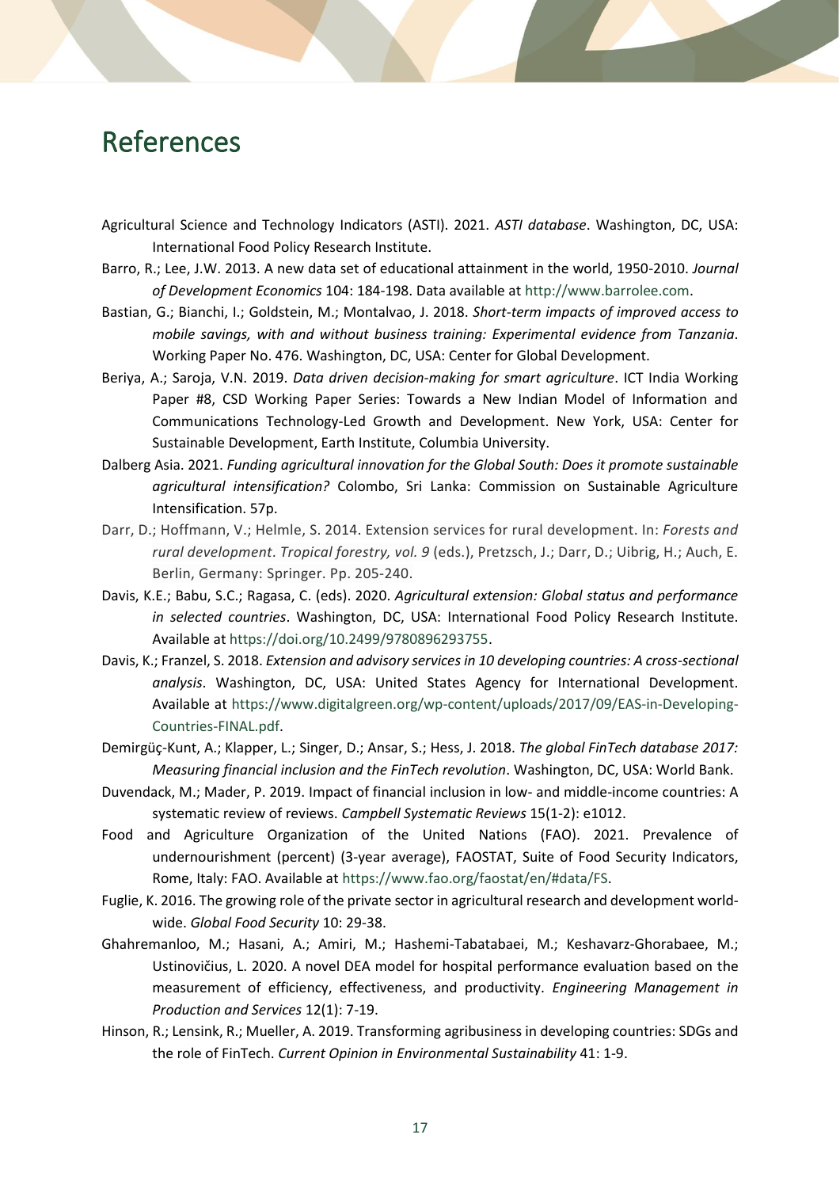# References

Agricultural Science and Technology Indicators (ASTI). 2021. *ASTI database*. Washington, DC, USA: International Food Policy Research Institute.

Barro, R.; Lee, J.W. 2013. A new data set of educational attainment in the world, 1950-2010. *Journal of Development Economics* 104: 184-198. Data available at http://www.barrolee.com.

Bastian, G.; Bianchi, I.; Goldstein, M.; Montalvao, J. 2018. *Short-term impacts of improved access to mobile savings, with and without business training: Experimental evidence from Tanzania*. Working Paper No. 476. Washington, DC, USA: Center for Global Development.

Beriya, A.; Saroja, V.N. 2019. *Data driven decision-making for smart agriculture*. ICT India Working Paper #8, CSD Working Paper Series: Towards a New Indian Model of Information and Communications Technology-Led Growth and Development. New York, USA: Center for Sustainable Development, Earth Institute, Columbia University.

Dalberg Asia. 2021. *Funding agricultural innovation for the Global South: Does it promote sustainable agricultural intensification?* Colombo, Sri Lanka: Commission on Sustainable Agriculture Intensification. 57p.

Darr, D.; Hoffmann, V.; Helmle, S. 2014. Extension services for rural development. In: *Forests and rural development*. *Tropical forestry, vol. 9* (eds.), Pretzsch, J.; Darr, D.; Uibrig, H.; Auch, E. Berlin, Germany: Springer. Pp. 205-240.

Davis, K.E.; Babu, S.C.; Ragasa, C. (eds). 2020. *Agricultural extension: Global status and performance in selected countries*. Washington, DC, USA: International Food Policy Research Institute. Available at https://doi.org/10.2499/9780896293755.

Davis, K.; Franzel, S. 2018. *Extension and advisory services in 10 developing countries: A cross-sectional analysis*. Washington, DC, USA: United States Agency for International Development. Available at https://www.digitalgreen.org/wp-content/uploads/2017/09/EAS-in-Developing-Countries-FINAL.pdf.

Demirgüç-Kunt, A.; Klapper, L.; Singer, D.; Ansar, S.; Hess, J. 2018. *The global FinTech database 2017: Measuring financial inclusion and the FinTech revolution*. Washington, DC, USA: World Bank.

Duvendack, M.; Mader, P. 2019. Impact of financial inclusion in low- and middle-income countries: A systematic review of reviews. *Campbell Systematic Reviews* 15(1-2): e1012.

Food and Agriculture Organization of the United Nations (FAO). 2021. Prevalence of undernourishment (percent) (3-year average), FAOSTAT, Suite of Food Security Indicators, Rome, Italy: FAO. Available at https://www.fao.org/faostat/en/#data/FS.

Fuglie, K. 2016. The growing role of the private sector in agricultural research and development world-wide. *Global Food Security* 10: 29-38.

Ghahremanloo, M.; Hasani, A.; Amiri, M.; Hashemi-Tabatabaei, M.; Keshavarz-Ghorabaee, M.; Ustinovičius, L. 2020. A novel DEA model for hospital performance evaluation based on the measurement of efficiency, effectiveness, and productivity. *Engineering Management in Production and Services* 12(1): 7-19.

Hinson, R.; Lensink, R.; Mueller, A. 2019. Transforming agribusiness in developing countries: SDGs and the role of FinTech. *Current Opinion in Environmental Sustainability* 41: 1-9.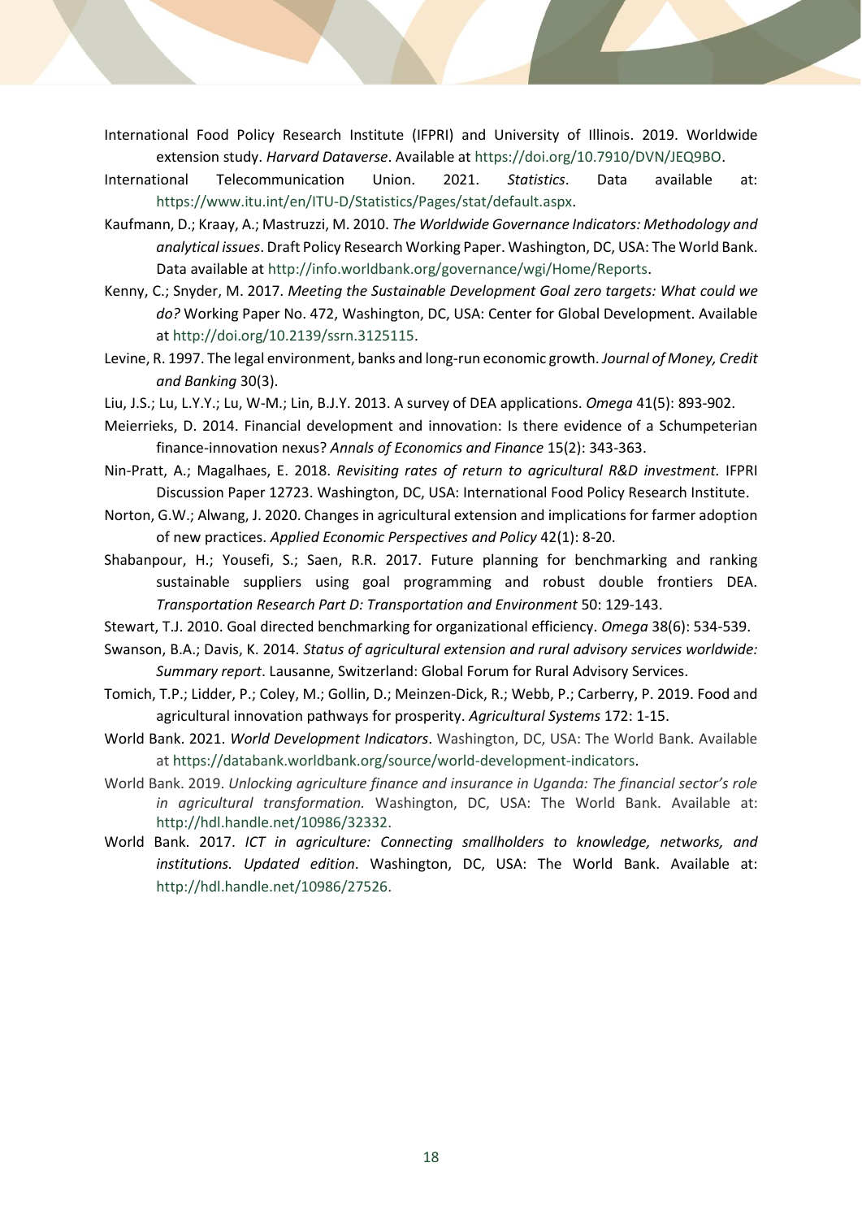International Food Policy Research Institute (IFPRI) and University of Illinois. 2019. Worldwide extension study. *Harvard Dataverse*. Available at https://doi.org/10.7910/DVN/JEQ9BO.

International Telecommunication Union. 2021. *Statistics*. Data available at: https://www.itu.int/en/ITU-D/Statistics/Pages/stat/default.aspx.

Kaufmann, D.; Kraay, A.; Mastruzzi, M. 2010. *The Worldwide Governance Indicators: Methodology and analytical issues*. Draft Policy Research Working Paper. Washington, DC, USA: The World Bank. Data available at http://info.worldbank.org/governance/wgi/Home/Reports.

Kenny, C.; Snyder, M. 2017. *Meeting the Sustainable Development Goal zero targets: What could we do?* Working Paper No. 472, Washington, DC, USA: Center for Global Development. Available at http://doi.org/10.2139/ssrn.3125115.

Levine, R. 1997. The legal environment, banks and long-run economic growth. *Journal of Money, Credit and Banking* 30(3).

Liu, J.S.; Lu, L.Y.Y.; Lu, W-M.; Lin, B.J.Y. 2013. A survey of DEA applications. *Omega* 41(5): 893-902.

Meierrieks, D. 2014. Financial development and innovation: Is there evidence of a Schumpeterian finance-innovation nexus? *Annals of Economics and Finance* 15(2): 343-363.

Nin-Pratt, A.; Magalhaes, E. 2018. *Revisiting rates of return to agricultural R&D investment.* IFPRI Discussion Paper 12723. Washington, DC, USA: International Food Policy Research Institute.

Norton, G.W.; Alwang, J. 2020. Changes in agricultural extension and implications for farmer adoption of new practices. *Applied Economic Perspectives and Policy* 42(1): 8-20.

Shabanpour, H.; Yousefi, S.; Saen, R.R. 2017. Future planning for benchmarking and ranking sustainable suppliers using goal programming and robust double frontiers DEA. *Transportation Research Part D: Transportation and Environment* 50: 129-143.

Stewart, T.J. 2010. Goal directed benchmarking for organizational efficiency. *Omega* 38(6): 534-539.

Swanson, B.A.; Davis, K. 2014. *Status of agricultural extension and rural advisory services worldwide: Summary report*. Lausanne, Switzerland: Global Forum for Rural Advisory Services.

Tomich, T.P.; Lidder, P.; Coley, M.; Gollin, D.; Meinzen-Dick, R.; Webb, P.; Carberry, P. 2019. Food and agricultural innovation pathways for prosperity. *Agricultural Systems* 172: 1-15.

World Bank. 2021. *World Development Indicators*. Washington, DC, USA: The World Bank. Available at https://databank.worldbank.org/source/world-development-indicators.

World Bank. 2019. *Unlocking agriculture finance and insurance in Uganda: The financial sector's role in agricultural transformation.* Washington, DC, USA: The World Bank. Available at: http://hdl.handle.net/10986/32332.

World Bank. 2017. *ICT in agriculture: Connecting smallholders to knowledge, networks, and institutions. Updated edition*. Washington, DC, USA: The World Bank. Available at: http://hdl.handle.net/10986/27526.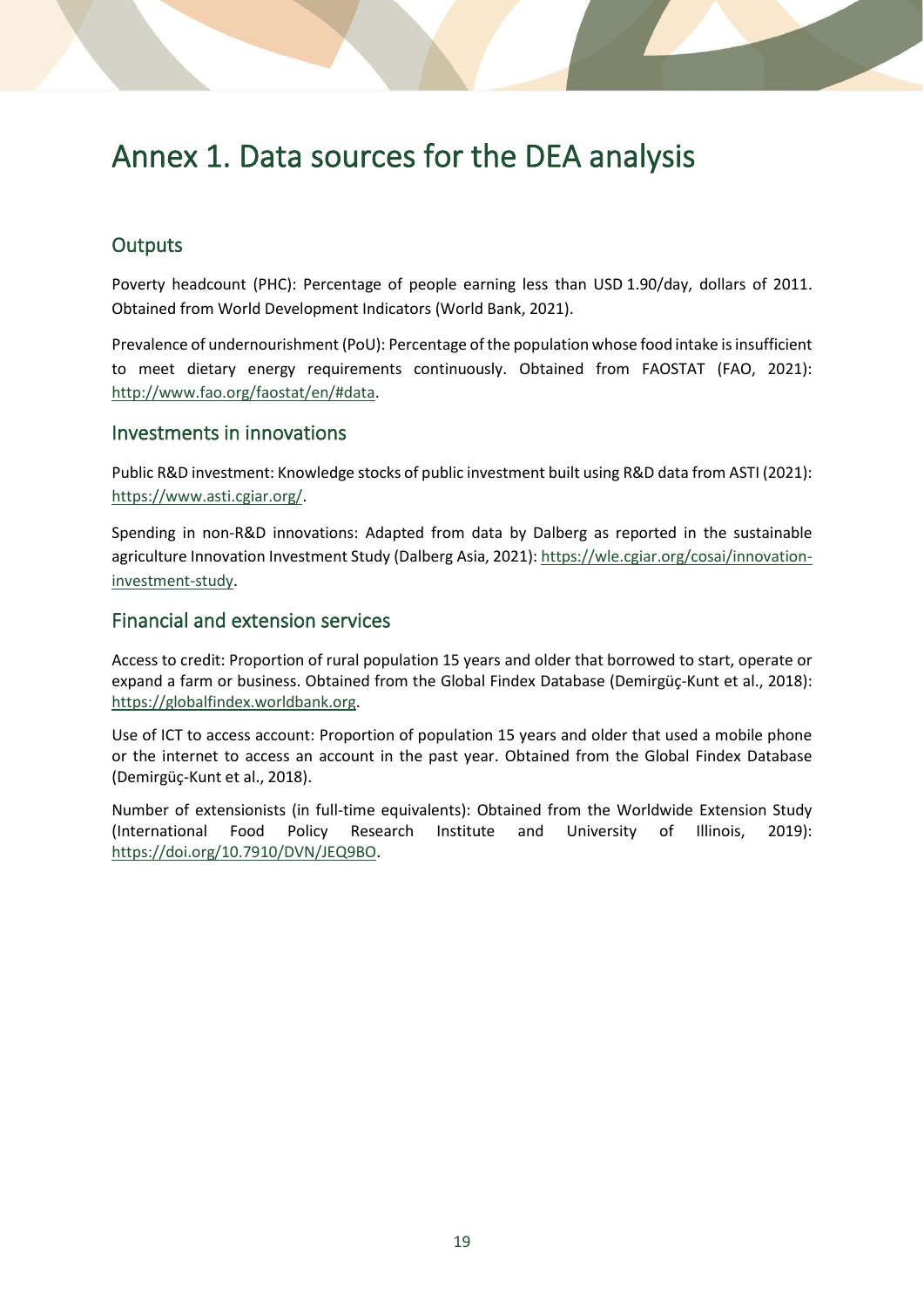# Annex 1. Data sources for the DEA analysis

## Outputs

Poverty headcount (PHC): Percentage of people earning less than USD 1.90/day, dollars of 2011. Obtained from World Development Indicators (World Bank, 2021).

Prevalence of undernourishment (PoU): Percentage of the population whose food intake is insufficient to meet dietary energy requirements continuously. Obtained from FAOSTAT (FAO, 2021): http://www.fao.org/faostat/en/#data.

## Investments in innovations

Public R&D investment: Knowledge stocks of public investment built using R&D data from ASTI (2021): https://www.asti.cgiar.org/.

Spending in non-R&D innovations: Adapted from data by Dalberg as reported in the sustainable agriculture Innovation Investment Study (Dalberg Asia, 2021): https://wle.cgiar.org/cosai/innovation-investment-study.

## Financial and extension services

Access to credit: Proportion of rural population 15 years and older that borrowed to start, operate or expand a farm or business. Obtained from the Global Findex Database (Demirgüç-Kunt et al., 2018): https://globalfindex.worldbank.org.

Use of ICT to access account: Proportion of population 15 years and older that used a mobile phone or the internet to access an account in the past year. Obtained from the Global Findex Database (Demirgüç-Kunt et al., 2018).

Number of extensionists (in full-time equivalents): Obtained from the Worldwide Extension Study (International Food Policy Research Institute and University of Illinois, 2019): https://doi.org/10.7910/DVN/JEQ9BO.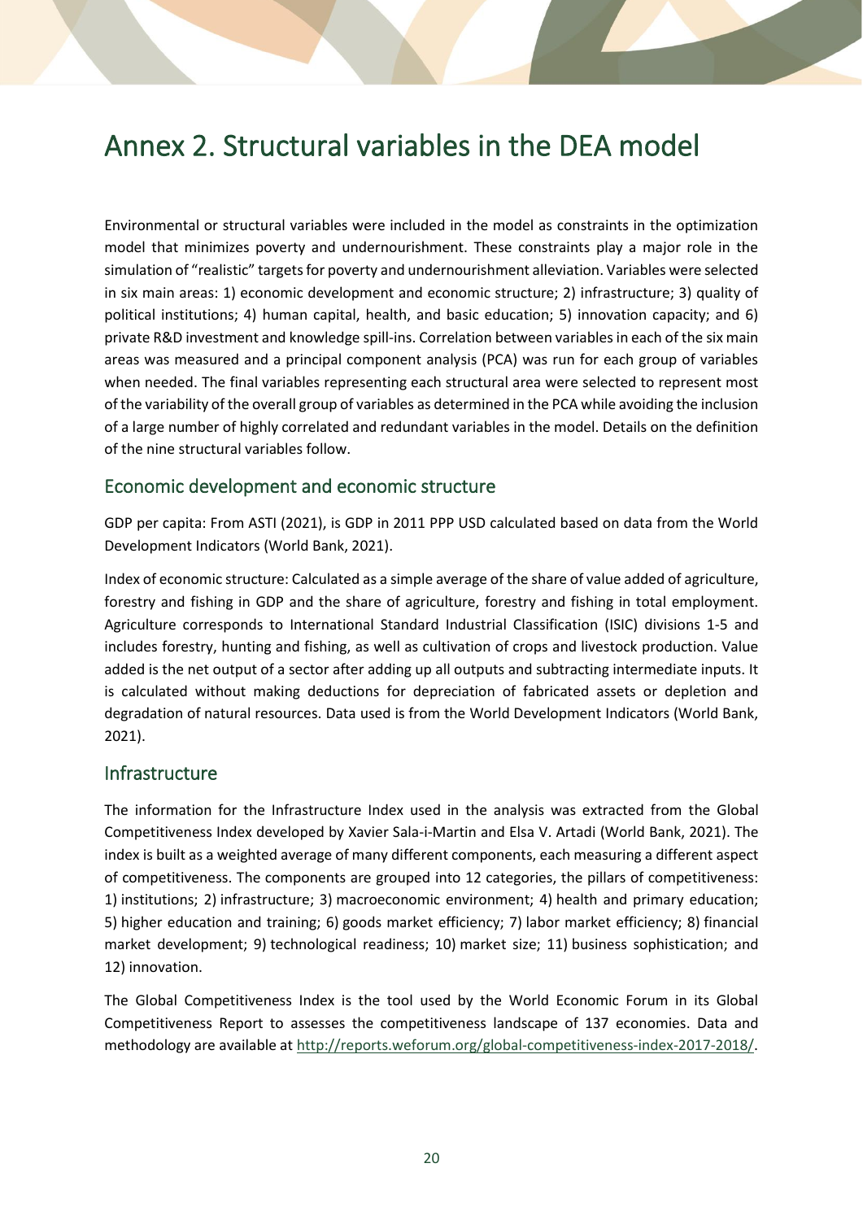# Annex 2. Structural variables in the DEA model

Environmental or structural variables were included in the model as constraints in the optimization model that minimizes poverty and undernourishment. These constraints play a major role in the simulation of "realistic" targets for poverty and undernourishment alleviation. Variables were selected in six main areas: 1) economic development and economic structure; 2) infrastructure; 3) quality of political institutions; 4) human capital, health, and basic education; 5) innovation capacity; and 6) private R&D investment and knowledge spill-ins. Correlation between variables in each of the six main areas was measured and a principal component analysis (PCA) was run for each group of variables when needed. The final variables representing each structural area were selected to represent most of the variability of the overall group of variables as determined in the PCA while avoiding the inclusion of a large number of highly correlated and redundant variables in the model. Details on the definition of the nine structural variables follow.

## Economic development and economic structure

GDP per capita: From ASTI (2021), is GDP in 2011 PPP USD calculated based on data from the World Development Indicators (World Bank, 2021).

Index of economic structure: Calculated as a simple average of the share of value added of agriculture, forestry and fishing in GDP and the share of agriculture, forestry and fishing in total employment. Agriculture corresponds to International Standard Industrial Classification (ISIC) divisions 1-5 and includes forestry, hunting and fishing, as well as cultivation of crops and livestock production. Value added is the net output of a sector after adding up all outputs and subtracting intermediate inputs. It is calculated without making deductions for depreciation of fabricated assets or depletion and degradation of natural resources. Data used is from the World Development Indicators (World Bank, 2021).

## Infrastructure

The information for the Infrastructure Index used in the analysis was extracted from the Global Competitiveness Index developed by Xavier Sala-i-Martin and Elsa V. Artadi (World Bank, 2021). The index is built as a weighted average of many different components, each measuring a different aspect of competitiveness. The components are grouped into 12 categories, the pillars of competitiveness: 1) institutions; 2) infrastructure; 3) macroeconomic environment; 4) health and primary education; 5) higher education and training; 6) goods market efficiency; 7) labor market efficiency; 8) financial market development; 9) technological readiness; 10) market size; 11) business sophistication; and 12) innovation.

The Global Competitiveness Index is the tool used by the World Economic Forum in its Global Competitiveness Report to assesses the competitiveness landscape of 137 economies. Data and methodology are available at http://reports.weforum.org/global-competitiveness-index-2017-2018/.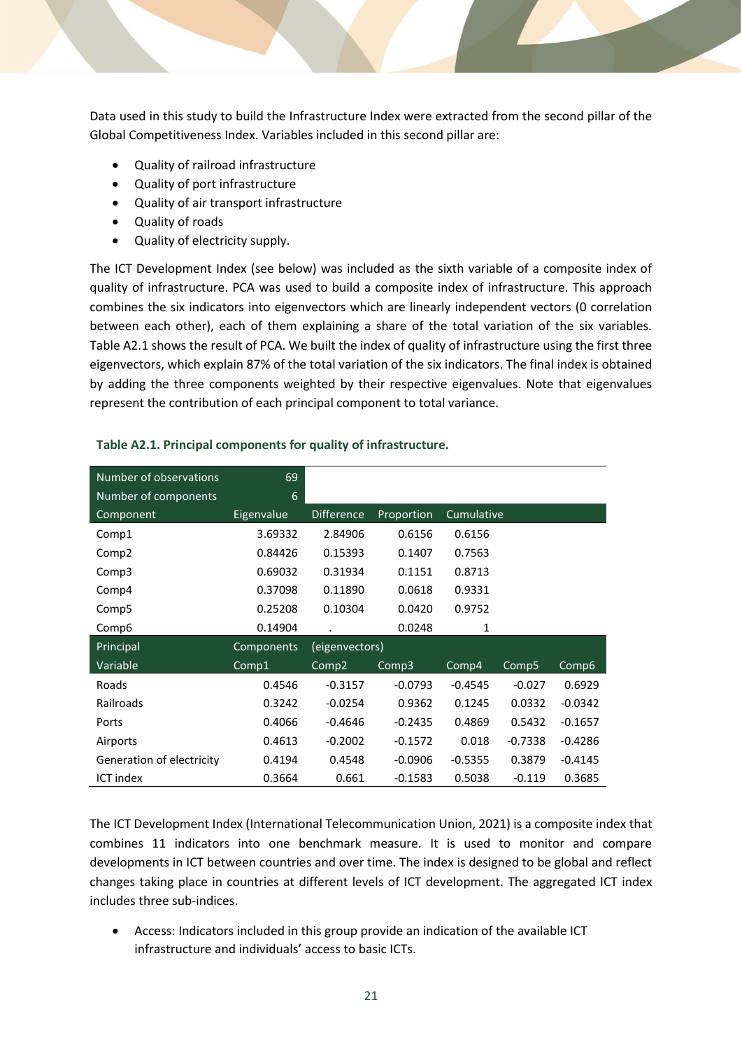Data used in this study to build the Infrastructure Index were extracted from the second pillar of the Global Competitiveness Index. Variables included in this second pillar are:

- Quality of railroad infrastructure
- Quality of port infrastructure
- Quality of air transport infrastructure
- Quality of roads
- Quality of electricity supply.

The ICT Development Index (see below) was included as the sixth variable of a composite index of quality of infrastructure. PCA was used to build a composite index of infrastructure. This approach combines the six indicators into eigenvectors which are linearly independent vectors (0 correlation between each other), each of them explaining a share of the total variation of the six variables. Table A2.1 shows the result of PCA. We built the index of quality of infrastructure using the first three eigenvectors, which explain 87% of the total variation of the six indicators. The final index is obtained by adding the three components weighted by their respective eigenvalues. Note that eigenvalues represent the contribution of each principal component to total variance.

**Table A2.1. Principal components for quality of infrastructure.**

| Number of observations | 69 | | | | | |
|---|---|---|---|---|---|---|
| Number of components | 6 | | | | | |
| **Component** | **Eigenvalue** | **Difference** | **Proportion** | **Cumulative** | | |
| Comp1 | 3.69332 | 2.84906 | 0.6156 | 0.6156 | | |
| Comp2 | 0.84426 | 0.15393 | 0.1407 | 0.7563 | | |
| Comp3 | 0.69032 | 0.31934 | 0.1151 | 0.8713 | | |
| Comp4 | 0.37098 | 0.11890 | 0.0618 | 0.9331 | | |
| Comp5 | 0.25208 | 0.10304 | 0.0420 | 0.9752 | | |
| Comp6 | 0.14904 | . | 0.0248 | 1 | | |
| **Principal** | **Components** | **(eigenvectors)** | | | | |
| **Variable** | **Comp1** | **Comp2** | **Comp3** | **Comp4** | **Comp5** | **Comp6** |
| Roads | 0.4546 | -0.3157 | -0.0793 | -0.4545 | -0.027 | 0.6929 |
| Railroads | 0.3242 | -0.0254 | 0.9362 | 0.1245 | 0.0332 | -0.0342 |
| Ports | 0.4066 | -0.4646 | -0.2435 | 0.4869 | 0.5432 | -0.1657 |
| Airports | 0.4613 | -0.2002 | -0.1572 | 0.018 | -0.7338 | -0.4286 |
| Generation of electricity | 0.4194 | 0.4548 | -0.0906 | -0.5355 | 0.3879 | -0.4145 |
| ICT index | 0.3664 | 0.661 | -0.1583 | 0.5038 | -0.119 | 0.3685 |

The ICT Development Index (International Telecommunication Union, 2021) is a composite index that combines 11 indicators into one benchmark measure. It is used to monitor and compare developments in ICT between countries and over time. The index is designed to be global and reflect changes taking place in countries at different levels of ICT development. The aggregated ICT index includes three sub-indices.

- Access: Indicators included in this group provide an indication of the available ICT infrastructure and individuals' access to basic ICTs.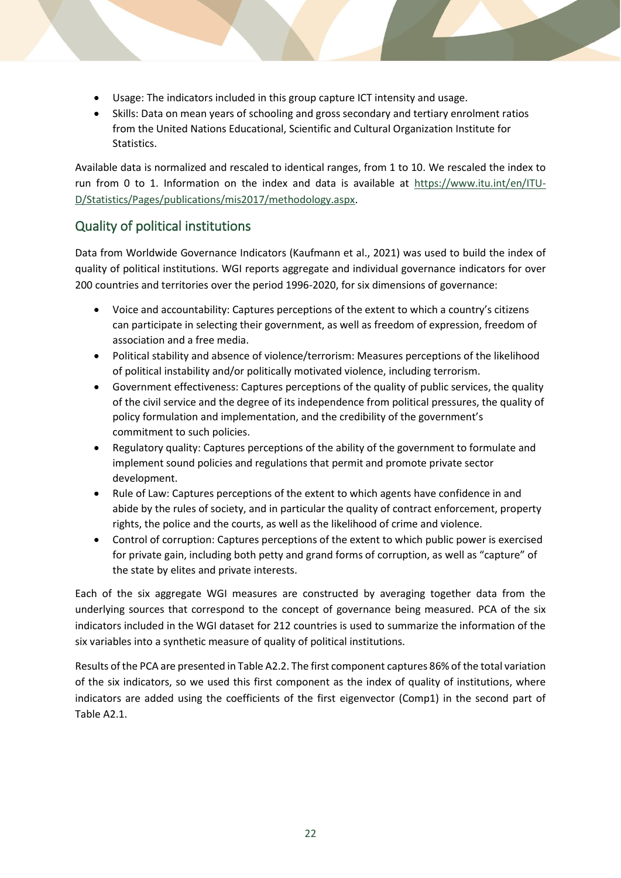- Usage: The indicators included in this group capture ICT intensity and usage.
- Skills: Data on mean years of schooling and gross secondary and tertiary enrolment ratios from the United Nations Educational, Scientific and Cultural Organization Institute for Statistics.

Available data is normalized and rescaled to identical ranges, from 1 to 10. We rescaled the index to run from 0 to 1. Information on the index and data is available at https://www.itu.int/en/ITU-D/Statistics/Pages/publications/mis2017/methodology.aspx.

## Quality of political institutions

Data from Worldwide Governance Indicators (Kaufmann et al., 2021) was used to build the index of quality of political institutions. WGI reports aggregate and individual governance indicators for over 200 countries and territories over the period 1996-2020, for six dimensions of governance:

- Voice and accountability: Captures perceptions of the extent to which a country's citizens can participate in selecting their government, as well as freedom of expression, freedom of association and a free media.
- Political stability and absence of violence/terrorism: Measures perceptions of the likelihood of political instability and/or politically motivated violence, including terrorism.
- Government effectiveness: Captures perceptions of the quality of public services, the quality of the civil service and the degree of its independence from political pressures, the quality of policy formulation and implementation, and the credibility of the government's commitment to such policies.
- Regulatory quality: Captures perceptions of the ability of the government to formulate and implement sound policies and regulations that permit and promote private sector development.
- Rule of Law: Captures perceptions of the extent to which agents have confidence in and abide by the rules of society, and in particular the quality of contract enforcement, property rights, the police and the courts, as well as the likelihood of crime and violence.
- Control of corruption: Captures perceptions of the extent to which public power is exercised for private gain, including both petty and grand forms of corruption, as well as "capture" of the state by elites and private interests.

Each of the six aggregate WGI measures are constructed by averaging together data from the underlying sources that correspond to the concept of governance being measured. PCA of the six indicators included in the WGI dataset for 212 countries is used to summarize the information of the six variables into a synthetic measure of quality of political institutions.

Results of the PCA are presented in Table A2.2. The first component captures 86% of the total variation of the six indicators, so we used this first component as the index of quality of institutions, where indicators are added using the coefficients of the first eigenvector (Comp1) in the second part of Table A2.1.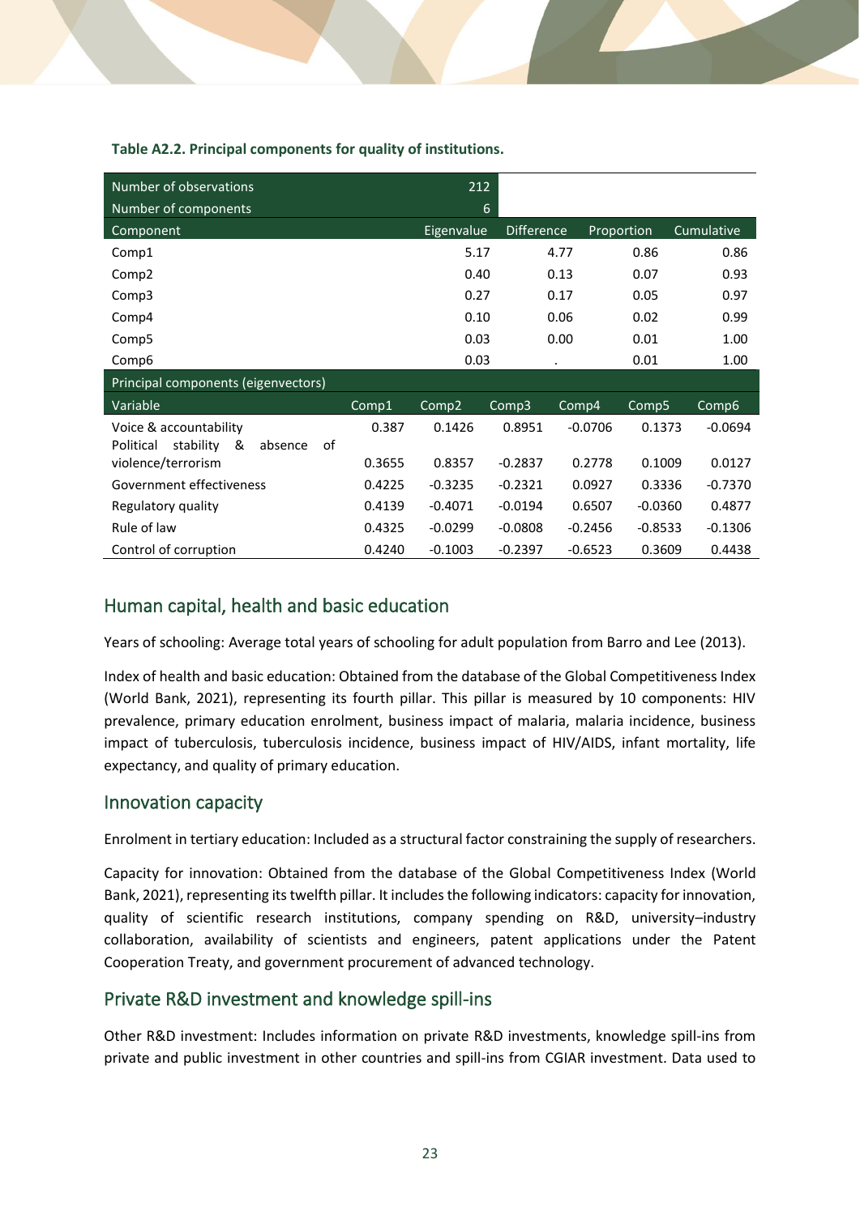**Table A2.2. Principal components for quality of institutions.**

| Number of observations | 212 | | | |
|---|---|---|---|---|
| Number of components | 6 | | | |
| **Component** | **Eigenvalue** | **Difference** | **Proportion** | **Cumulative** |
| Comp1 | 5.17 | 4.77 | 0.86 | 0.86 |
| Comp2 | 0.40 | 0.13 | 0.07 | 0.93 |
| Comp3 | 0.27 | 0.17 | 0.05 | 0.97 |
| Comp4 | 0.10 | 0.06 | 0.02 | 0.99 |
| Comp5 | 0.03 | 0.00 | 0.01 | 1.00 |
| Comp6 | 0.03 | . | 0.01 | 1.00 |

| Principal components (eigenvectors) | | | | | | |
|---|---|---|---|---|---|---|
| **Variable** | **Comp1** | **Comp2** | **Comp3** | **Comp4** | **Comp5** | **Comp6** |
| Voice & accountability | 0.387 | 0.1426 | 0.8951 | -0.0706 | 0.1373 | -0.0694 |
| Political stability & absence of violence/terrorism | 0.3655 | 0.8357 | -0.2837 | 0.2778 | 0.1009 | 0.0127 |
| Government effectiveness | 0.4225 | -0.3235 | -0.2321 | 0.0927 | 0.3336 | -0.7370 |
| Regulatory quality | 0.4139 | -0.4071 | -0.0194 | 0.6507 | -0.0360 | 0.4877 |
| Rule of law | 0.4325 | -0.0299 | -0.0808 | -0.2456 | -0.8533 | -0.1306 |
| Control of corruption | 0.4240 | -0.1003 | -0.2397 | -0.6523 | 0.3609 | 0.4438 |

## Human capital, health and basic education

Years of schooling: Average total years of schooling for adult population from Barro and Lee (2013).

Index of health and basic education: Obtained from the database of the Global Competitiveness Index (World Bank, 2021), representing its fourth pillar. This pillar is measured by 10 components: HIV prevalence, primary education enrolment, business impact of malaria, malaria incidence, business impact of tuberculosis, tuberculosis incidence, business impact of HIV/AIDS, infant mortality, life expectancy, and quality of primary education.

## Innovation capacity

Enrolment in tertiary education: Included as a structural factor constraining the supply of researchers.

Capacity for innovation: Obtained from the database of the Global Competitiveness Index (World Bank, 2021), representing its twelfth pillar. It includes the following indicators: capacity for innovation, quality of scientific research institutions, company spending on R&D, university–industry collaboration, availability of scientists and engineers, patent applications under the Patent Cooperation Treaty, and government procurement of advanced technology.

## Private R&D investment and knowledge spill-ins

Other R&D investment: Includes information on private R&D investments, knowledge spill-ins from private and public investment in other countries and spill-ins from CGIAR investment. Data used to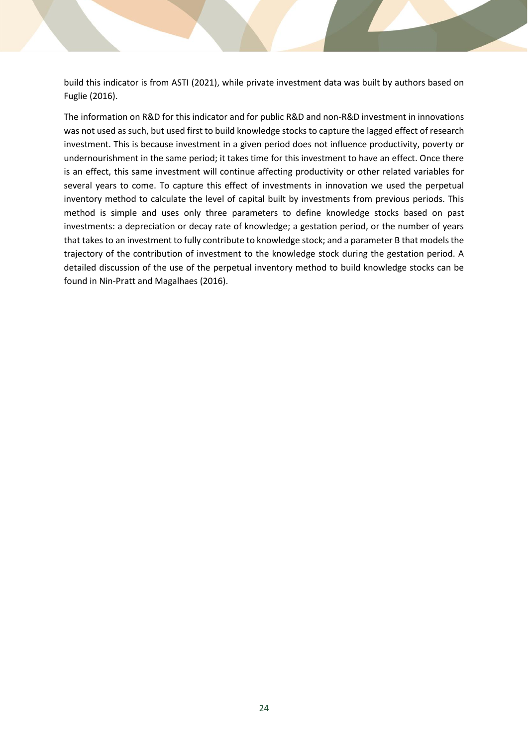build this indicator is from ASTI (2021), while private investment data was built by authors based on Fuglie (2016).

The information on R&D for this indicator and for public R&D and non-R&D investment in innovations was not used as such, but used first to build knowledge stocks to capture the lagged effect of research investment. This is because investment in a given period does not influence productivity, poverty or undernourishment in the same period; it takes time for this investment to have an effect. Once there is an effect, this same investment will continue affecting productivity or other related variables for several years to come. To capture this effect of investments in innovation we used the perpetual inventory method to calculate the level of capital built by investments from previous periods. This method is simple and uses only three parameters to define knowledge stocks based on past investments: a depreciation or decay rate of knowledge; a gestation period, or the number of years that takes to an investment to fully contribute to knowledge stock; and a parameter B that models the trajectory of the contribution of investment to the knowledge stock during the gestation period. A detailed discussion of the use of the perpetual inventory method to build knowledge stocks can be found in Nin-Pratt and Magalhaes (2016).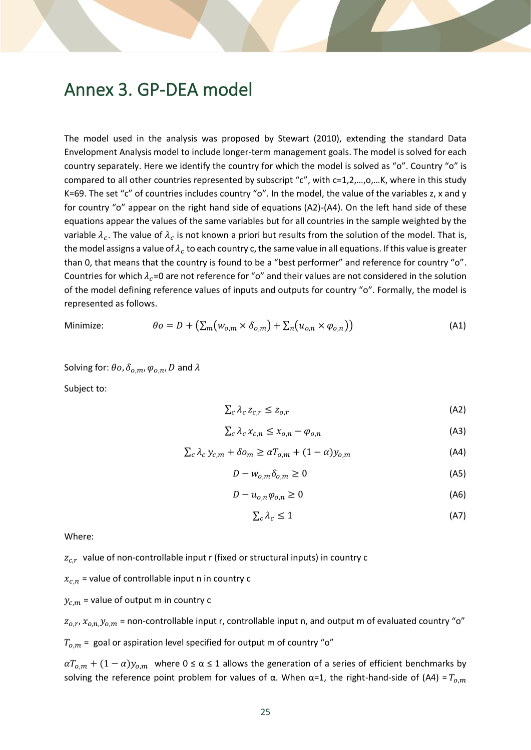# Annex 3. GP-DEA model

The model used in the analysis was proposed by Stewart (2010), extending the standard Data Envelopment Analysis model to include longer-term management goals. The model is solved for each country separately. Here we identify the country for which the model is solved as "o". Country "o" is compared to all other countries represented by subscript "c", with c=1,2,…,o,…K, where in this study K=69. The set "c" of countries includes country "o". In the model, the value of the variables z, x and y for country "o" appear on the right hand side of equations (A2)-(A4). On the left hand side of these equations appear the values of the same variables but for all countries in the sample weighted by the variable $\lambda_c$. The value of $\lambda_c$ is not known a priori but results from the solution of the model. That is, the model assigns a value of $\lambda_c$ to each country c, the same value in all equations. If this value is greater than 0, that means that the country is found to be a "best performer" and reference for country "o". Countries for which $\lambda_c$=0 are not reference for "o" and their values are not considered in the solution of the model defining reference values of inputs and outputs for country "o". Formally, the model is represented as follows.

Minimize:

$$\theta o = D + \left(\sum_m (w_{o,m} \times \delta_{o,m}) + \sum_n (u_{o,n} \times \varphi_{o,n})\right) \tag{A1}$$

Solving for: $\theta o, \delta_{o,m}, \varphi_{o,n}, D$ and $\lambda$

Subject to:

$$\sum_c \lambda_c \, z_{c,r} \leq z_{o,r} \tag{A2}$$

$$\sum_c \lambda_c \, x_{c,n} \leq x_{o,n} - \varphi_{o,n} \tag{A3}$$

$$\sum_c \lambda_c \, y_{c,m} + \delta o_m \geq \alpha T_{o,m} + (1-\alpha) y_{o,m} \tag{A4}$$

$$D - w_{o,m}\delta_{o,m} \geq 0 \tag{A5}$$

$$D - u_{o,n}\varphi_{o,n} \geq 0 \tag{A6}$$

$$\sum_c \lambda_c \leq 1 \tag{A7}$$

Where:

$z_{c,r}$ value of non-controllable input r (fixed or structural inputs) in country c

$x_{c,n}$ = value of controllable input n in country c

$y_{c,m}$ = value of output m in country c

$z_{o,r}, x_{o,n}, y_{o,m}$ = non-controllable input r, controllable input n, and output m of evaluated country "o"

$T_{o,m}$ = goal or aspiration level specified for output m of country "o"

$\alpha T_{o,m} + (1-\alpha) y_{o,m}$ where 0 ≤ α ≤ 1 allows the generation of a series of efficient benchmarks by solving the reference point problem for values of α. When α=1, the right-hand-side of (A4) = $T_{o,m}$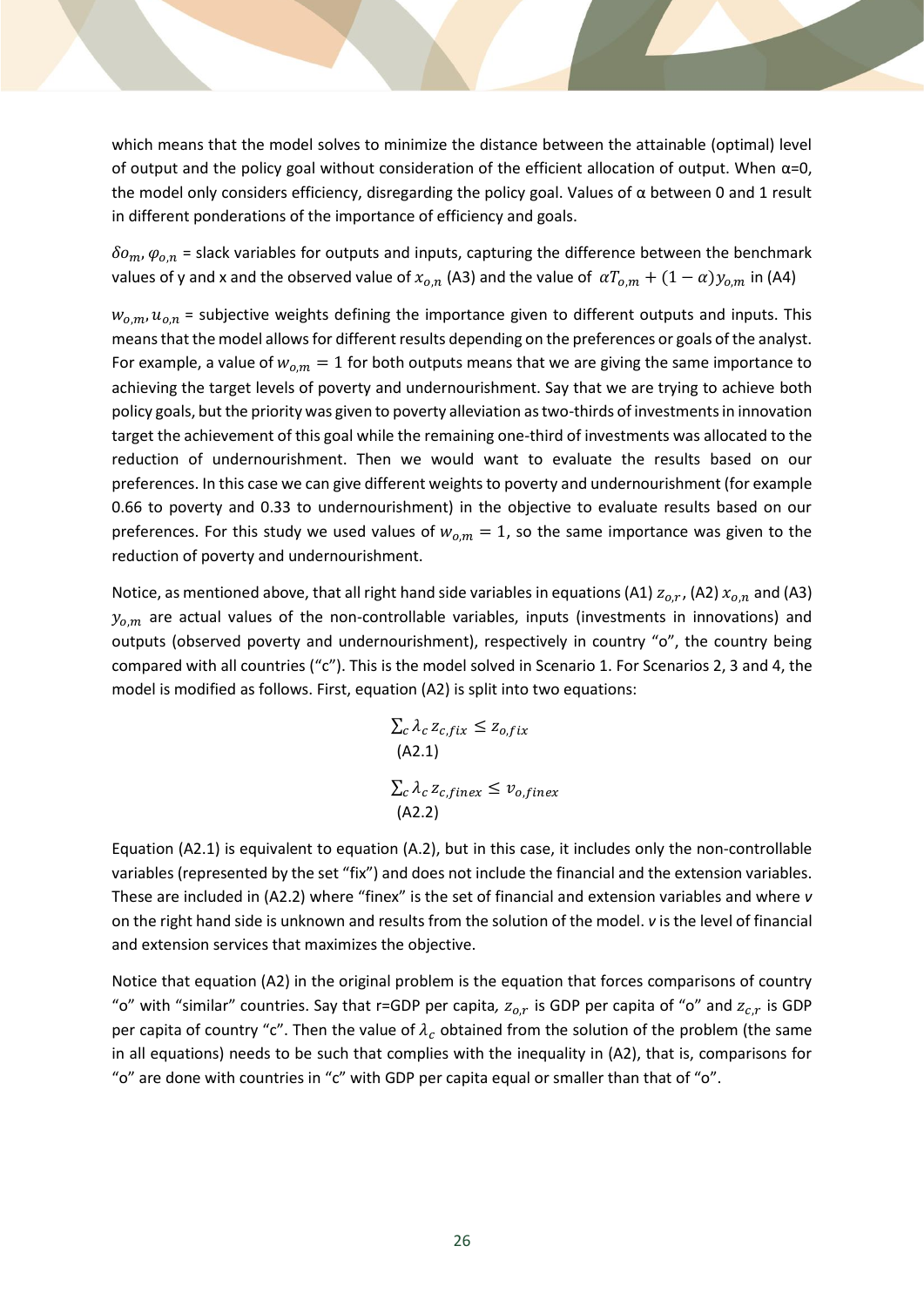which means that the model solves to minimize the distance between the attainable (optimal) level of output and the policy goal without consideration of the efficient allocation of output. When α=0, the model only considers efficiency, disregarding the policy goal. Values of α between 0 and 1 result in different ponderations of the importance of efficiency and goals.

$\delta o_m, \varphi_{o,n}$ = slack variables for outputs and inputs, capturing the difference between the benchmark values of y and x and the observed value of $x_{o,n}$ (A3) and the value of $\alpha T_{o,m} + (1-\alpha) y_{o,m}$ in (A4)

$w_{o,m}, u_{o,n}$ = subjective weights defining the importance given to different outputs and inputs. This means that the model allows for different results depending on the preferences or goals of the analyst. For example, a value of $w_{o,m} = 1$ for both outputs means that we are giving the same importance to achieving the target levels of poverty and undernourishment. Say that we are trying to achieve both policy goals, but the priority was given to poverty alleviation as two-thirds of investments in innovation target the achievement of this goal while the remaining one-third of investments was allocated to the reduction of undernourishment. Then we would want to evaluate the results based on our preferences. In this case we can give different weights to poverty and undernourishment (for example 0.66 to poverty and 0.33 to undernourishment) in the objective to evaluate results based on our preferences. For this study we used values of $w_{o,m} = 1$, so the same importance was given to the reduction of poverty and undernourishment.

Notice, as mentioned above, that all right hand side variables in equations (A1) $z_{o,r}$, (A2) $x_{o,n}$ and (A3) $y_{o,m}$ are actual values of the non-controllable variables, inputs (investments in innovations) and outputs (observed poverty and undernourishment), respectively in country "o", the country being compared with all countries ("c"). This is the model solved in Scenario 1. For Scenarios 2, 3 and 4, the model is modified as follows. First, equation (A2) is split into two equations:

$$\sum_c \lambda_c z_{c,fix} \leq z_{o,fix}$$
(A2.1)

$$\sum_c \lambda_c z_{c,finex} \leq v_{o,finex}$$
(A2.2)

Equation (A2.1) is equivalent to equation (A.2), but in this case, it includes only the non-controllable variables (represented by the set "fix") and does not include the financial and the extension variables. These are included in (A2.2) where "finex" is the set of financial and extension variables and where *v* on the right hand side is unknown and results from the solution of the model. *v* is the level of financial and extension services that maximizes the objective.

Notice that equation (A2) in the original problem is the equation that forces comparisons of country "o" with "similar" countries. Say that r=GDP per capita, $z_{o,r}$ is GDP per capita of "o" and $z_{c,r}$ is GDP per capita of country "c". Then the value of $\lambda_c$ obtained from the solution of the problem (the same in all equations) needs to be such that complies with the inequality in (A2), that is, comparisons for "o" are done with countries in "c" with GDP per capita equal or smaller than that of "o".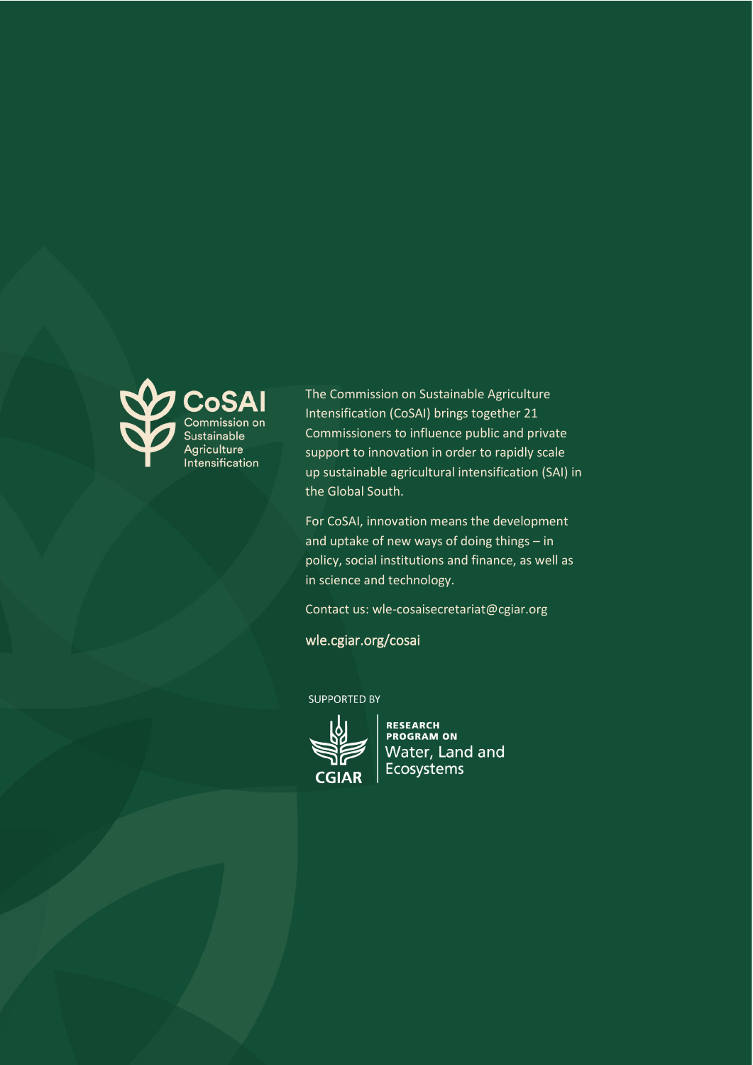CoSAI
Commission on Sustainable Agriculture Intensification

The Commission on Sustainable Agriculture Intensification (CoSAI) brings together 21 Commissioners to influence public and private support to innovation in order to rapidly scale up sustainable agricultural intensification (SAI) in the Global South.

For CoSAI, innovation means the development and uptake of new ways of doing things – in policy, social institutions and finance, as well as in science and technology.

Contact us: wle-cosaisecretariat@cgiar.org

wle.cgiar.org/cosai

SUPPORTED BY

CGIAR

RESEARCH PROGRAM ON
Water, Land and Ecosystems